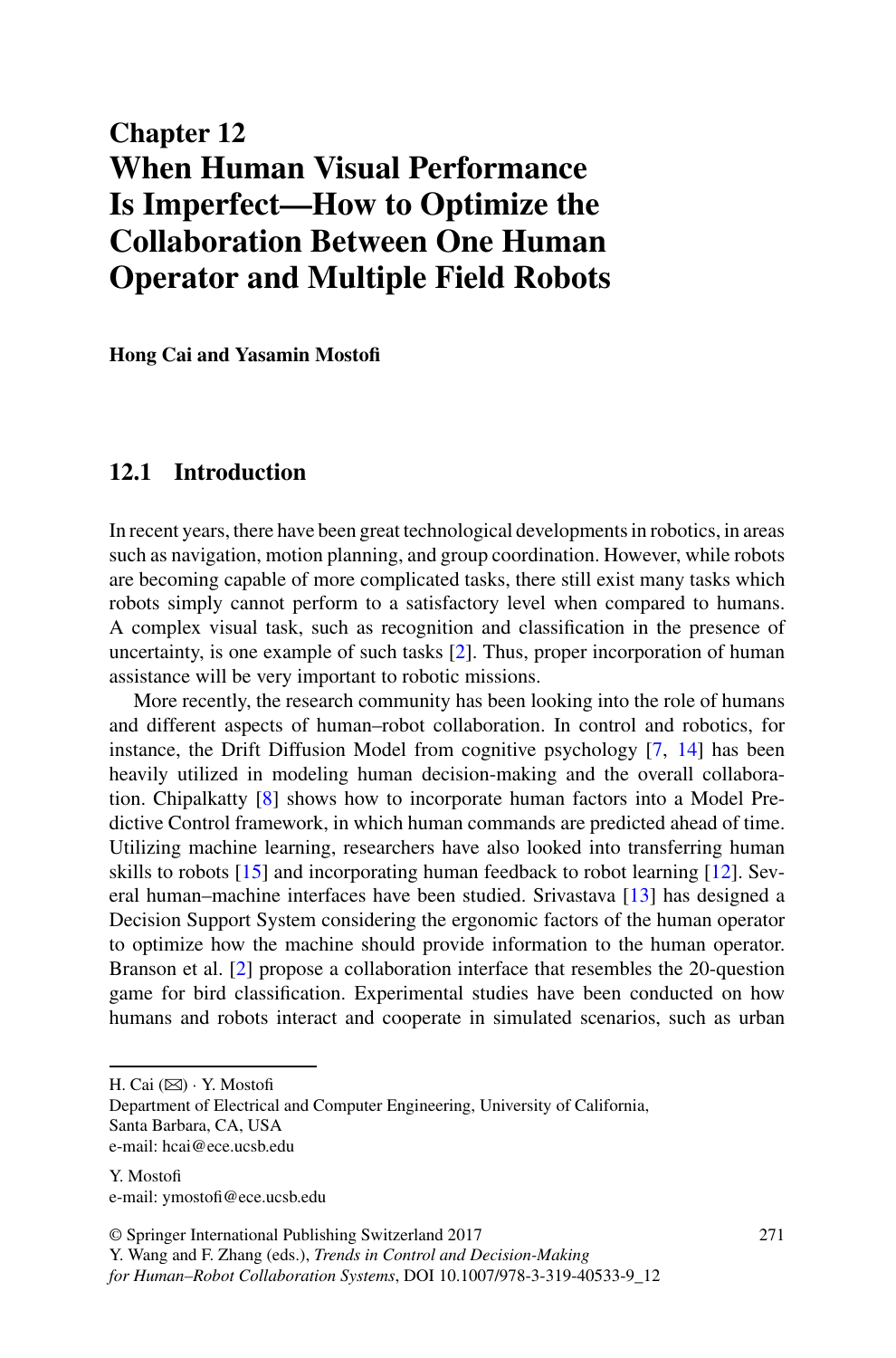# Chapter 12
# When Human Visual Performance Is Imperfect—How to Optimize the Collaboration Between One Human Operator and Multiple Field Robots

**Hong Cai and Yasamin Mostofi**

## 12.1 Introduction

In recent years, there have been great technological developments in robotics, in areas such as navigation, motion planning, and group coordination. However, while robots are becoming capable of more complicated tasks, there still exist many tasks which robots simply cannot perform to a satisfactory level when compared to humans. A complex visual task, such as recognition and classification in the presence of uncertainty, is one example of such tasks [2]. Thus, proper incorporation of human assistance will be very important to robotic missions.

More recently, the research community has been looking into the role of humans and different aspects of human–robot collaboration. In control and robotics, for instance, the Drift Diffusion Model from cognitive psychology [7, 14] has been heavily utilized in modeling human decision-making and the overall collaboration. Chipalkatty [8] shows how to incorporate human factors into a Model Predictive Control framework, in which human commands are predicted ahead of time. Utilizing machine learning, researchers have also looked into transferring human skills to robots [15] and incorporating human feedback to robot learning [12]. Several human–machine interfaces have been studied. Srivastava [13] has designed a Decision Support System considering the ergonomic factors of the human operator to optimize how the machine should provide information to the human operator. Branson et al. [2] propose a collaboration interface that resembles the 20-question game for bird classification. Experimental studies have been conducted on how humans and robots interact and cooperate in simulated scenarios, such as urban

---

H. Cai (✉) · Y. Mostofi
Department of Electrical and Computer Engineering, University of California, Santa Barbara, CA, USA
e-mail: hcai@ece.ucsb.edu

Y. Mostofi
e-mail: ymostofi@ece.ucsb.edu

© Springer International Publishing Switzerland 2017
Y. Wang and F. Zhang (eds.), *Trends in Control and Decision-Making for Human–Robot Collaboration Systems*, DOI 10.1007/978-3-319-40533-9_12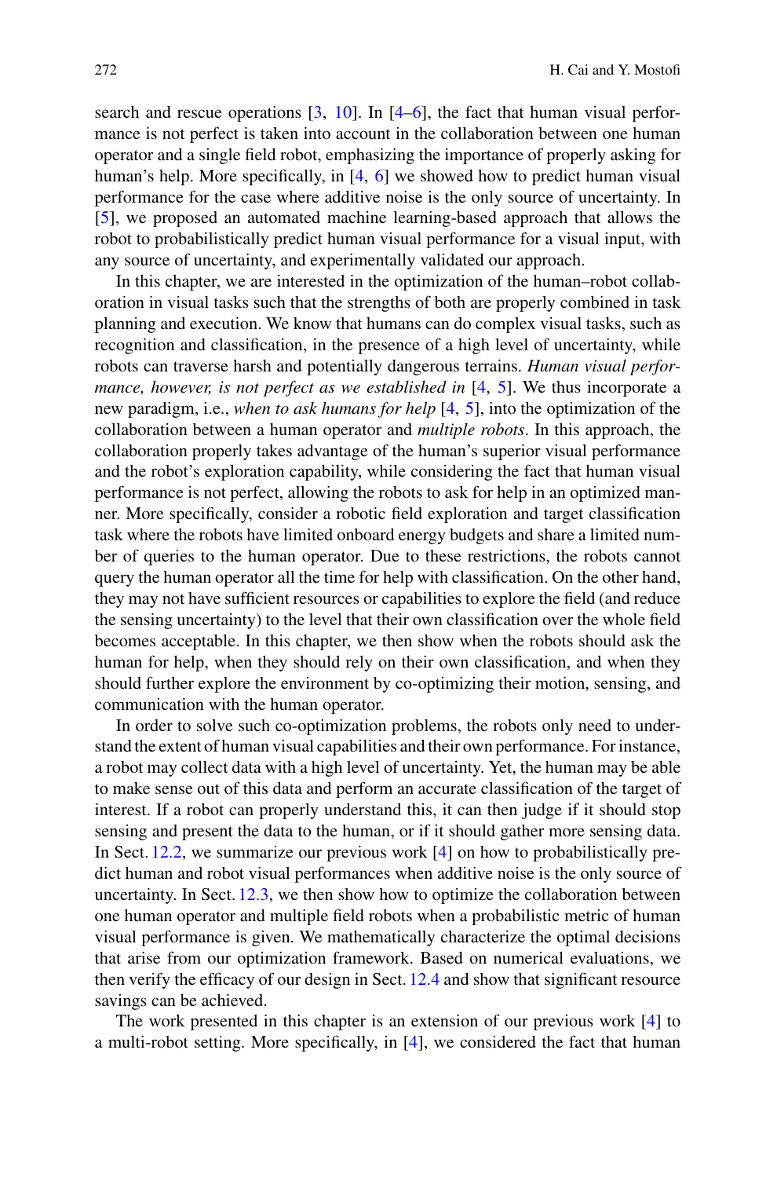search and rescue operations [3, 10]. In [4–6], the fact that human visual performance is not perfect is taken into account in the collaboration between one human operator and a single field robot, emphasizing the importance of properly asking for human's help. More specifically, in [4, 6] we showed how to predict human visual performance for the case where additive noise is the only source of uncertainty. In [5], we proposed an automated machine learning-based approach that allows the robot to probabilistically predict human visual performance for a visual input, with any source of uncertainty, and experimentally validated our approach.

In this chapter, we are interested in the optimization of the human–robot collaboration in visual tasks such that the strengths of both are properly combined in task planning and execution. We know that humans can do complex visual tasks, such as recognition and classification, in the presence of a high level of uncertainty, while robots can traverse harsh and potentially dangerous terrains. *Human visual performance, however, is not perfect as we established in* [4, 5]. We thus incorporate a new paradigm, i.e., *when to ask humans for help* [4, 5], into the optimization of the collaboration between a human operator and *multiple robots*. In this approach, the collaboration properly takes advantage of the human's superior visual performance and the robot's exploration capability, while considering the fact that human visual performance is not perfect, allowing the robots to ask for help in an optimized manner. More specifically, consider a robotic field exploration and target classification task where the robots have limited onboard energy budgets and share a limited number of queries to the human operator. Due to these restrictions, the robots cannot query the human operator all the time for help with classification. On the other hand, they may not have sufficient resources or capabilities to explore the field (and reduce the sensing uncertainty) to the level that their own classification over the whole field becomes acceptable. In this chapter, we then show when the robots should ask the human for help, when they should rely on their own classification, and when they should further explore the environment by co-optimizing their motion, sensing, and communication with the human operator.

In order to solve such co-optimization problems, the robots only need to understand the extent of human visual capabilities and their own performance. For instance, a robot may collect data with a high level of uncertainty. Yet, the human may be able to make sense out of this data and perform an accurate classification of the target of interest. If a robot can properly understand this, it can then judge if it should stop sensing and present the data to the human, or if it should gather more sensing data. In Sect. 12.2, we summarize our previous work [4] on how to probabilistically predict human and robot visual performances when additive noise is the only source of uncertainty. In Sect. 12.3, we then show how to optimize the collaboration between one human operator and multiple field robots when a probabilistic metric of human visual performance is given. We mathematically characterize the optimal decisions that arise from our optimization framework. Based on numerical evaluations, we then verify the efficacy of our design in Sect. 12.4 and show that significant resource savings can be achieved.

The work presented in this chapter is an extension of our previous work [4] to a multi-robot setting. More specifically, in [4], we considered the fact that human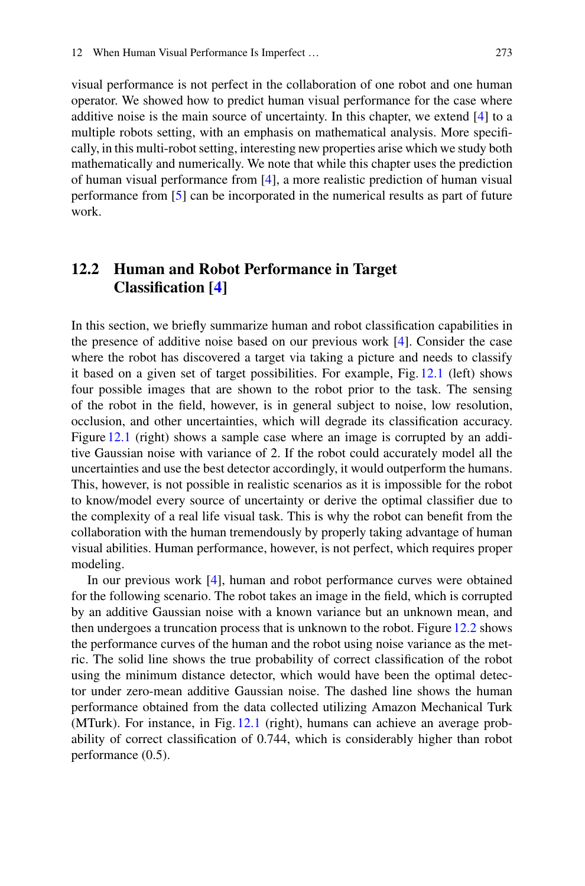visual performance is not perfect in the collaboration of one robot and one human operator. We showed how to predict human visual performance for the case where additive noise is the main source of uncertainty. In this chapter, we extend [4] to a multiple robots setting, with an emphasis on mathematical analysis. More specifically, in this multi-robot setting, interesting new properties arise which we study both mathematically and numerically. We note that while this chapter uses the prediction of human visual performance from [4], a more realistic prediction of human visual performance from [5] can be incorporated in the numerical results as part of future work.

## 12.2 Human and Robot Performance in Target Classification [4]

In this section, we briefly summarize human and robot classification capabilities in the presence of additive noise based on our previous work [4]. Consider the case where the robot has discovered a target via taking a picture and needs to classify it based on a given set of target possibilities. For example, Fig. 12.1 (left) shows four possible images that are shown to the robot prior to the task. The sensing of the robot in the field, however, is in general subject to noise, low resolution, occlusion, and other uncertainties, which will degrade its classification accuracy. Figure 12.1 (right) shows a sample case where an image is corrupted by an additive Gaussian noise with variance of 2. If the robot could accurately model all the uncertainties and use the best detector accordingly, it would outperform the humans. This, however, is not possible in realistic scenarios as it is impossible for the robot to know/model every source of uncertainty or derive the optimal classifier due to the complexity of a real life visual task. This is why the robot can benefit from the collaboration with the human tremendously by properly taking advantage of human visual abilities. Human performance, however, is not perfect, which requires proper modeling.

In our previous work [4], human and robot performance curves were obtained for the following scenario. The robot takes an image in the field, which is corrupted by an additive Gaussian noise with a known variance but an unknown mean, and then undergoes a truncation process that is unknown to the robot. Figure 12.2 shows the performance curves of the human and the robot using noise variance as the metric. The solid line shows the true probability of correct classification of the robot using the minimum distance detector, which would have been the optimal detector under zero-mean additive Gaussian noise. The dashed line shows the human performance obtained from the data collected utilizing Amazon Mechanical Turk (MTurk). For instance, in Fig. 12.1 (right), humans can achieve an average probability of correct classification of 0.744, which is considerably higher than robot performance (0.5).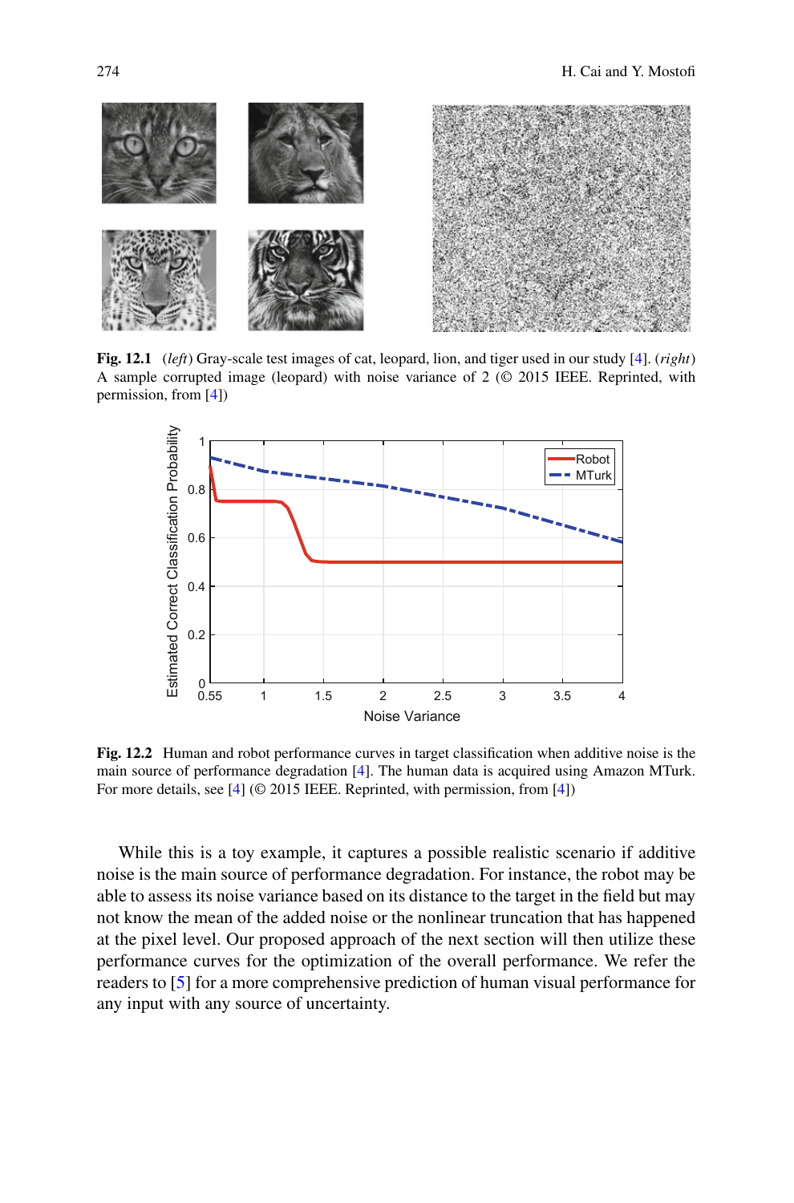**Fig. 12.1** (*left*) Gray-scale test images of cat, leopard, lion, and tiger used in our study [4]. (*right*) A sample corrupted image (leopard) with noise variance of 2 (© 2015 IEEE. Reprinted, with permission, from [4])

**Fig. 12.2** Human and robot performance curves in target classification when additive noise is the main source of performance degradation [4]. The human data is acquired using Amazon MTurk. For more details, see [4] (© 2015 IEEE. Reprinted, with permission, from [4])

While this is a toy example, it captures a possible realistic scenario if additive noise is the main source of performance degradation. For instance, the robot may be able to assess its noise variance based on its distance to the target in the field but may not know the mean of the added noise or the nonlinear truncation that has happened at the pixel level. Our proposed approach of the next section will then utilize these performance curves for the optimization of the overall performance. We refer the readers to [5] for a more comprehensive prediction of human visual performance for any input with any source of uncertainty.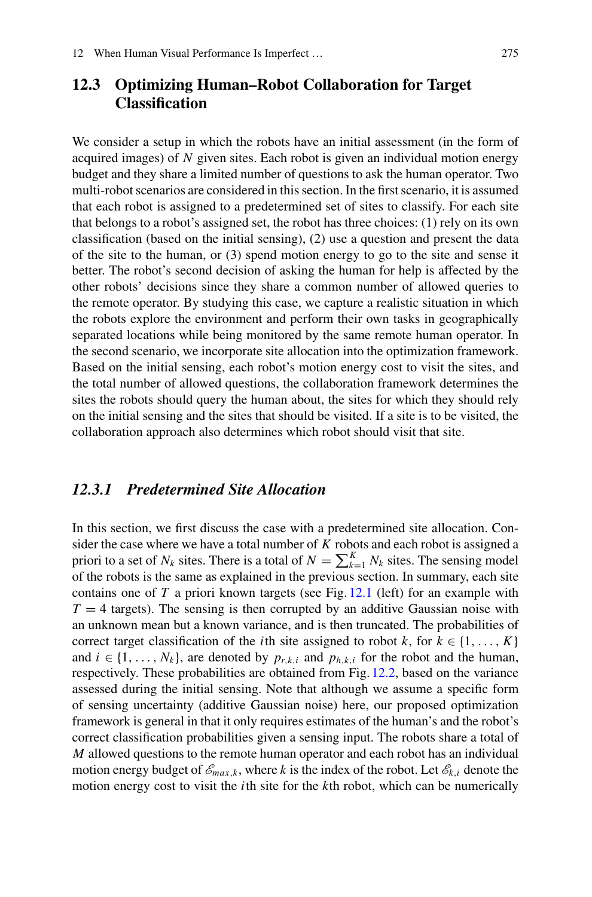## 12.3 Optimizing Human–Robot Collaboration for Target Classification

We consider a setup in which the robots have an initial assessment (in the form of acquired images) of $N$ given sites. Each robot is given an individual motion energy budget and they share a limited number of questions to ask the human operator. Two multi-robot scenarios are considered in this section. In the first scenario, it is assumed that each robot is assigned to a predetermined set of sites to classify. For each site that belongs to a robot's assigned set, the robot has three choices: (1) rely on its own classification (based on the initial sensing), (2) use a question and present the data of the site to the human, or (3) spend motion energy to go to the site and sense it better. The robot's second decision of asking the human for help is affected by the other robots' decisions since they share a common number of allowed queries to the remote operator. By studying this case, we capture a realistic situation in which the robots explore the environment and perform their own tasks in geographically separated locations while being monitored by the same remote human operator. In the second scenario, we incorporate site allocation into the optimization framework. Based on the initial sensing, each robot's motion energy cost to visit the sites, and the total number of allowed questions, the collaboration framework determines the sites the robots should query the human about, the sites for which they should rely on the initial sensing and the sites that should be visited. If a site is to be visited, the collaboration approach also determines which robot should visit that site.

### *12.3.1 Predetermined Site Allocation*

In this section, we first discuss the case with a predetermined site allocation. Consider the case where we have a total number of $K$ robots and each robot is assigned a priori to a set of $N_k$ sites. There is a total of $N = \sum_{k=1}^{K} N_k$ sites. The sensing model of the robots is the same as explained in the previous section. In summary, each site contains one of $T$ a priori known targets (see Fig. 12.1 (left) for an example with $T = 4$ targets). The sensing is then corrupted by an additive Gaussian noise with an unknown mean but a known variance, and is then truncated. The probabilities of correct target classification of the $i$th site assigned to robot $k$, for $k \in \{1, \ldots, K\}$ and $i \in \{1, \ldots, N_k\}$, are denoted by $p_{r,k,i}$ and $p_{h,k,i}$ for the robot and the human, respectively. These probabilities are obtained from Fig. 12.2, based on the variance assessed during the initial sensing. Note that although we assume a specific form of sensing uncertainty (additive Gaussian noise) here, our proposed optimization framework is general in that it only requires estimates of the human's and the robot's correct classification probabilities given a sensing input. The robots share a total of $M$ allowed questions to the remote human operator and each robot has an individual motion energy budget of $\mathscr{E}_{max,k}$, where $k$ is the index of the robot. Let $\mathscr{E}_{k,i}$ denote the motion energy cost to visit the $i$th site for the $k$th robot, which can be numerically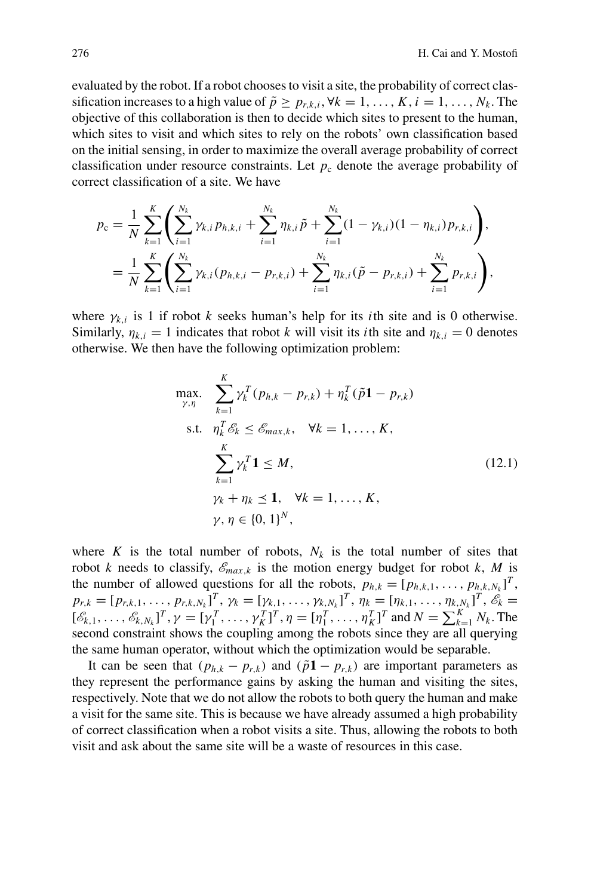evaluated by the robot. If a robot chooses to visit a site, the probability of correct classification increases to a high value of $\tilde{p} \geq p_{r,k,i}, \forall k = 1, \ldots, K, i = 1, \ldots, N_k$. The objective of this collaboration is then to decide which sites to present to the human, which sites to visit and which sites to rely on the robots' own classification based on the initial sensing, in order to maximize the overall average probability of correct classification under resource constraints. Let $p_c$ denote the average probability of correct classification of a site. We have

$$
\begin{aligned}
p_c &= \frac{1}{N} \sum_{k=1}^{K} \left( \sum_{i=1}^{N_k} \gamma_{k,i} p_{h,k,i} + \sum_{i=1}^{N_k} \eta_{k,i} \tilde{p} + \sum_{i=1}^{N_k} (1 - \gamma_{k,i})(1 - \eta_{k,i}) p_{r,k,i} \right), \\
&= \frac{1}{N} \sum_{k=1}^{K} \left( \sum_{i=1}^{N_k} \gamma_{k,i} (p_{h,k,i} - p_{r,k,i}) + \sum_{i=1}^{N_k} \eta_{k,i} (\tilde{p} - p_{r,k,i}) + \sum_{i=1}^{N_k} p_{r,k,i} \right),
\end{aligned}
$$

where $\gamma_{k,i}$ is 1 if robot $k$ seeks human's help for its $i$th site and is 0 otherwise. Similarly, $\eta_{k,i} = 1$ indicates that robot $k$ will visit its $i$th site and $\eta_{k,i} = 0$ denotes otherwise. We then have the following optimization problem:

$$
\begin{aligned}
\max_{\gamma, \eta} \quad & \sum_{k=1}^{K} \gamma_k^T (p_{h,k} - p_{r,k}) + \eta_k^T (\tilde{p}\mathbf{1} - p_{r,k}) \\
\text{s.t.} \quad & \eta_k^T \mathscr{E}_k \leq \mathscr{E}_{max,k}, \quad \forall k = 1, \ldots, K, \\
& \sum_{k=1}^{K} \gamma_k^T \mathbf{1} \leq M, \\
& \gamma_k + \eta_k \preceq \mathbf{1}, \quad \forall k = 1, \ldots, K, \\
& \gamma, \eta \in \{0, 1\}^N,
\end{aligned} \tag{12.1}
$$

where $K$ is the total number of robots, $N_k$ is the total number of sites that robot $k$ needs to classify, $\mathscr{E}_{max,k}$ is the motion energy budget for robot $k$, $M$ is the number of allowed questions for all the robots, $p_{h,k} = [p_{h,k,1}, \ldots, p_{h,k,N_k}]^T$, $p_{r,k} = [p_{r,k,1}, \ldots, p_{r,k,N_k}]^T$, $\gamma_k = [\gamma_{k,1}, \ldots, \gamma_{k,N_k}]^T$, $\eta_k = [\eta_{k,1}, \ldots, \eta_{k,N_k}]^T$, $\mathscr{E}_k = [\mathscr{E}_{k,1}, \ldots, \mathscr{E}_{k,N_k}]^T$, $\gamma = [\gamma_1^T, \ldots, \gamma_K^T]^T$, $\eta = [\eta_1^T, \ldots, \eta_K^T]^T$ and $N = \sum_{k=1}^{K} N_k$. The second constraint shows the coupling among the robots since they are all querying the same human operator, without which the optimization would be separable.

It can be seen that $(p_{h,k} - p_{r,k})$ and $(\tilde{p}\mathbf{1} - p_{r,k})$ are important parameters as they represent the performance gains by asking the human and visiting the sites, respectively. Note that we do not allow the robots to both query the human and make a visit for the same site. This is because we have already assumed a high probability of correct classification when a robot visits a site. Thus, allowing the robots to both visit and ask about the same site will be a waste of resources in this case.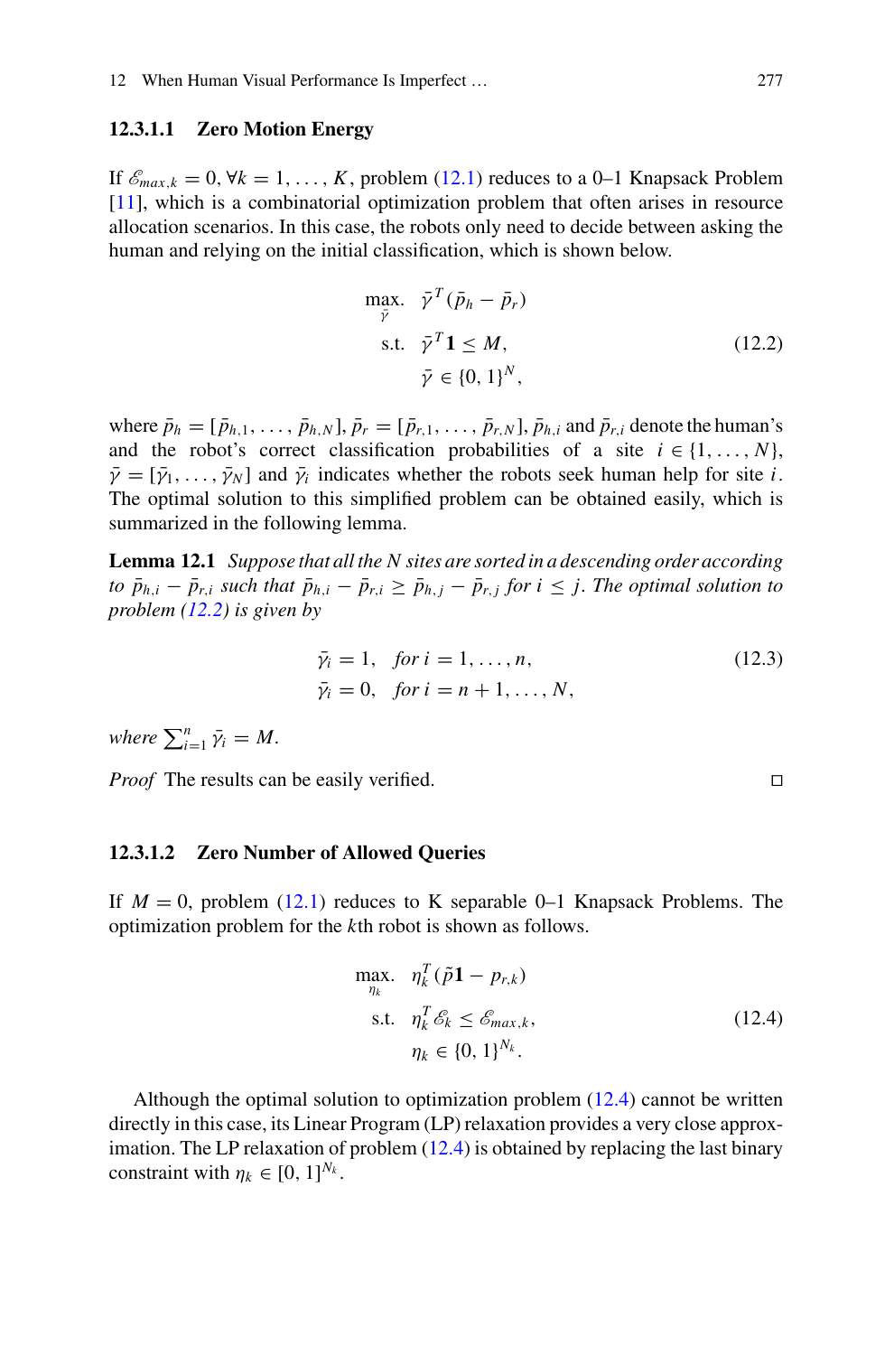#### 12.3.1.1 Zero Motion Energy

If $\mathscr{E}_{max,k} = 0, \forall k = 1, \ldots, K$, problem (12.1) reduces to a 0–1 Knapsack Problem [11], which is a combinatorial optimization problem that often arises in resource allocation scenarios. In this case, the robots only need to decide between asking the human and relying on the initial classification, which is shown below.

$$
\begin{aligned}
\max_{\bar{\gamma}}. \quad & \bar{\gamma}^T(\bar{p}_h - \bar{p}_r) \\
\text{s.t.} \quad & \bar{\gamma}^T \mathbf{1} \leq M, \\
& \bar{\gamma} \in \{0, 1\}^N,
\end{aligned}
\tag{12.2}
$$

where $\bar{p}_h = [\bar{p}_{h,1}, \ldots, \bar{p}_{h,N}]$, $\bar{p}_r = [\bar{p}_{r,1}, \ldots, \bar{p}_{r,N}]$, $\bar{p}_{h,i}$ and $\bar{p}_{r,i}$ denote the human's and the robot's correct classification probabilities of a site $i \in \{1, \ldots, N\}$, $\bar{\gamma} = [\bar{\gamma}_1, \ldots, \bar{\gamma}_N]$ and $\bar{\gamma}_i$ indicates whether the robots seek human help for site $i$. The optimal solution to this simplified problem can be obtained easily, which is summarized in the following lemma.

**Lemma 12.1** *Suppose that all the N sites are sorted in a descending order according to $\bar{p}_{h,i} - \bar{p}_{r,i}$ such that $\bar{p}_{h,i} - \bar{p}_{r,i} \geq \bar{p}_{h,j} - \bar{p}_{r,j}$ for $i \leq j$. The optimal solution to problem (12.2) is given by*

$$
\begin{aligned}
\bar{\gamma}_i &= 1, \quad \textit{for } i = 1, \ldots, n, \\
\bar{\gamma}_i &= 0, \quad \textit{for } i = n+1, \ldots, N,
\end{aligned}
\tag{12.3}
$$

*where* $\sum_{i=1}^{n} \bar{\gamma}_i = M$.

*Proof* The results can be easily verified. □

#### 12.3.1.2 Zero Number of Allowed Queries

If $M = 0$, problem (12.1) reduces to K separable 0–1 Knapsack Problems. The optimization problem for the $k$th robot is shown as follows.

$$
\begin{aligned}
\max_{\eta_k}. \quad & \eta_k^T(\tilde{p}\mathbf{1} - p_{r,k}) \\
\text{s.t.} \quad & \eta_k^T \mathscr{E}_k \leq \mathscr{E}_{max,k}, \\
& \eta_k \in \{0, 1\}^{N_k}.
\end{aligned}
\tag{12.4}
$$

Although the optimal solution to optimization problem (12.4) cannot be written directly in this case, its Linear Program (LP) relaxation provides a very close approximation. The LP relaxation of problem (12.4) is obtained by replacing the last binary constraint with $\eta_k \in [0, 1]^{N_k}$.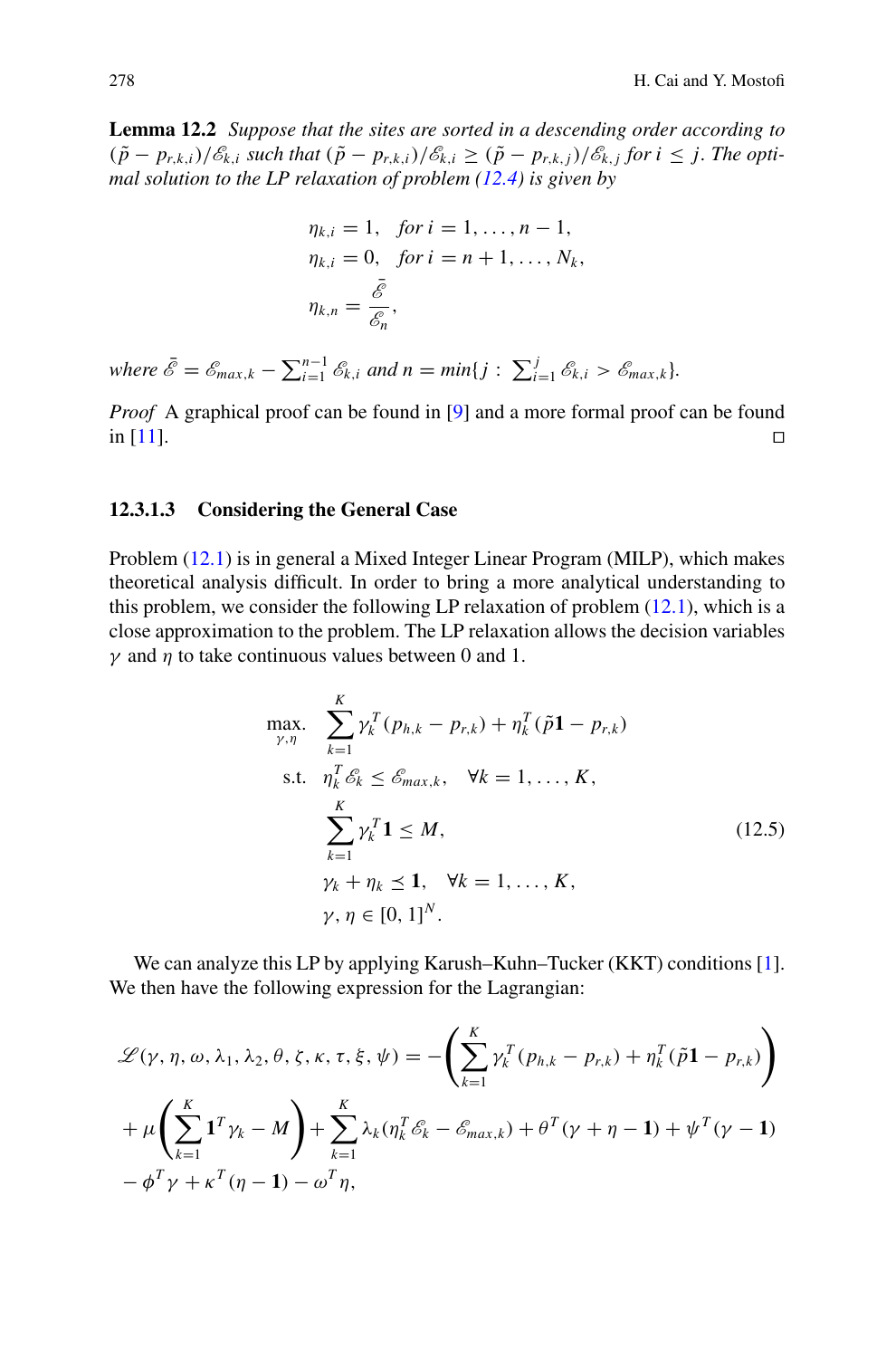**Lemma 12.2** *Suppose that the sites are sorted in a descending order according to* $(\tilde{p} - p_{r,k,i})/\mathscr{E}_{k,i}$ *such that* $(\tilde{p} - p_{r,k,i})/\mathscr{E}_{k,i} \geq (\tilde{p} - p_{r,k,j})/\mathscr{E}_{k,j}$ *for* $i \leq j$. *The optimal solution to the LP relaxation of problem (12.4) is given by*

$$
\begin{aligned}
\eta_{k,i} &= 1, \quad \text{for } i = 1, \ldots, n-1, \\
\eta_{k,i} &= 0, \quad \text{for } i = n+1, \ldots, N_k, \\
\eta_{k,n} &= \frac{\bar{\mathscr{E}}}{\mathscr{E}_n},
\end{aligned}
$$

*where* $\bar{\mathscr{E}} = \mathscr{E}_{max,k} - \sum_{i=1}^{n-1} \mathscr{E}_{k,i}$ *and* $n = min\{j : \sum_{i=1}^{j} \mathscr{E}_{k,i} > \mathscr{E}_{max,k}\}$.

*Proof* A graphical proof can be found in [9] and a more formal proof can be found in [11]. □

### 12.3.1.3 Considering the General Case

Problem (12.1) is in general a Mixed Integer Linear Program (MILP), which makes theoretical analysis difficult. In order to bring a more analytical understanding to this problem, we consider the following LP relaxation of problem (12.1), which is a close approximation to the problem. The LP relaxation allows the decision variables $\gamma$ and $\eta$ to take continuous values between 0 and 1.

$$
\begin{aligned}
\max_{\gamma,\eta} \quad & \sum_{k=1}^{K} \gamma_k^T (p_{h,k} - p_{r,k}) + \eta_k^T (\tilde{p}\mathbf{1} - p_{r,k}) \\
\text{s.t.} \quad & \eta_k^T \mathscr{E}_k \leq \mathscr{E}_{max,k}, \quad \forall k = 1, \ldots, K, \\
& \sum_{k=1}^{K} \gamma_k^T \mathbf{1} \leq M, \\
& \gamma_k + \eta_k \preceq \mathbf{1}, \quad \forall k = 1, \ldots, K, \\
& \gamma, \eta \in [0, 1]^N.
\end{aligned} \tag{12.5}
$$

We can analyze this LP by applying Karush–Kuhn–Tucker (KKT) conditions [1]. We then have the following expression for the Lagrangian:

$$
\begin{aligned}
\mathscr{L}(\gamma, \eta, \omega, \lambda_1, \lambda_2, \theta, \zeta, \kappa, \tau, \xi, \psi) = &-\left( \sum_{k=1}^{K} \gamma_k^T (p_{h,k} - p_{r,k}) + \eta_k^T (\tilde{p}\mathbf{1} - p_{r,k}) \right) \\
&+ \mu \left( \sum_{k=1}^{K} \mathbf{1}^T \gamma_k - M \right) + \sum_{k=1}^{K} \lambda_k (\eta_k^T \mathscr{E}_k - \mathscr{E}_{max,k}) + \theta^T (\gamma + \eta - \mathbf{1}) + \psi^T (\gamma - \mathbf{1}) \\
&- \phi^T \gamma + \kappa^T (\eta - \mathbf{1}) - \omega^T \eta,
\end{aligned}
$$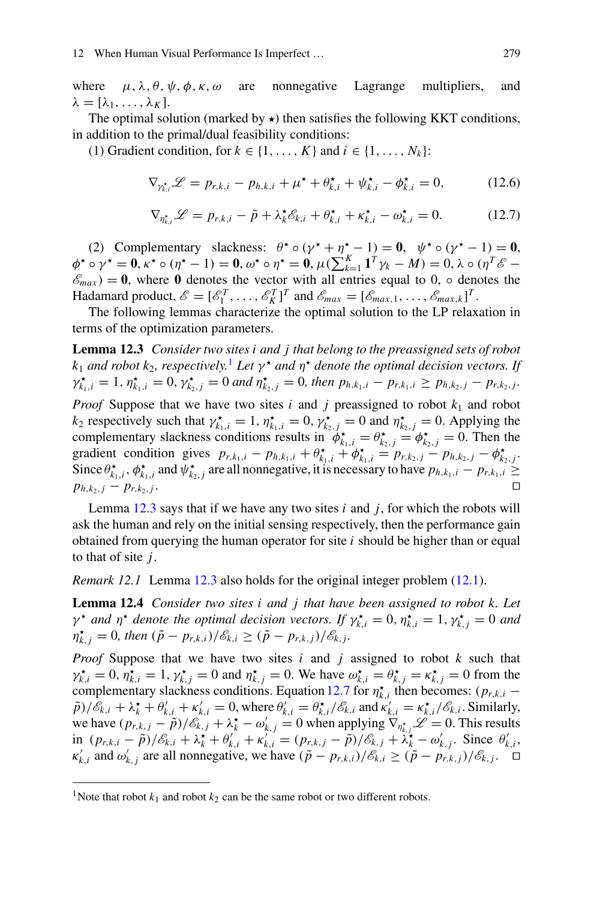where $\mu, \lambda, \theta, \psi, \phi, \kappa, \omega$ are nonnegative Lagrange multipliers, and $\lambda = [\lambda_1, \ldots, \lambda_K]$.

The optimal solution (marked by $\star$) then satisfies the following KKT conditions, in addition to the primal/dual feasibility conditions:

(1) Gradient condition, for $k \in \{1, \ldots, K\}$ and $i \in \{1, \ldots, N_k\}$:

$$\nabla_{\gamma^\star_{k,i}} \mathscr{L} = p_{r,k,i} - p_{h,k,i} + \mu^\star + \theta^\star_{k,i} + \psi^\star_{k,i} - \phi^\star_{k,i} = 0, \tag{12.6}$$

$$\nabla_{\eta^\star_{k,i}} \mathscr{L} = p_{r,k,i} - \tilde{p} + \lambda^\star_k \mathscr{E}_{k,i} + \theta^\star_{k,i} + \kappa^\star_{k,i} - \omega^\star_{k,i} = 0. \tag{12.7}$$

(2) Complementary slackness: $\theta^\star \circ (\gamma^\star + \eta^\star - 1) = \mathbf{0}$, $\psi^\star \circ (\gamma^\star - 1) = \mathbf{0}$, $\phi^\star \circ \gamma^\star = \mathbf{0}$, $\kappa^\star \circ (\eta^\star - 1) = \mathbf{0}$, $\omega^\star \circ \eta^\star = \mathbf{0}$, $\mu(\sum_{k=1}^{K} \mathbf{1}^T \gamma_k - M) = 0$, $\lambda \circ (\eta^T \mathscr{E} - \mathscr{E}_{max}) = \mathbf{0}$, where $\mathbf{0}$ denotes the vector with all entries equal to 0, $\circ$ denotes the Hadamard product, $\mathscr{E} = [\mathscr{E}_1^T, \ldots, \mathscr{E}_K^T]^T$ and $\mathscr{E}_{max} = [\mathscr{E}_{max,1}, \ldots, \mathscr{E}_{max,k}]^T$.

The following lemmas characterize the optimal solution to the LP relaxation in terms of the optimization parameters.

**Lemma 12.3** *Consider two sites $i$ and $j$ that belong to the preassigned sets of robot $k_1$ and robot $k_2$, respectively.*[1] *Let $\gamma^\star$ and $\eta^\star$ denote the optimal decision vectors. If $\gamma^\star_{k_1,i} = 1$, $\eta^\star_{k_1,i} = 0$, $\gamma^\star_{k_2,j} = 0$ and $\eta^\star_{k_2,j} = 0$, then $p_{h,k_1,i} - p_{r,k_1,i} \geq p_{h,k_2,j} - p_{r,k_2,j}$.*

*Proof* Suppose that we have two sites $i$ and $j$ preassigned to robot $k_1$ and robot $k_2$ respectively such that $\gamma^\star_{k_1,i} = 1$, $\eta^\star_{k_1,i} = 0$, $\gamma^\star_{k_2,j} = 0$ and $\eta^\star_{k_2,j} = 0$. Applying the complementary slackness conditions results in $\phi^\star_{k_1,i} = \theta^\star_{k_2,j} = \phi^\star_{k_2,j} = 0$. Then the gradient condition gives $p_{r,k_1,i} - p_{h,k_1,i} + \theta^\star_{k_1,i} + \phi^\star_{k_1,i} = p_{r,k_2,j} - p_{h,k_2,j} - \phi^\star_{k_2,j}$. Since $\theta^\star_{k_1,i}$, $\phi^\star_{k_1,i}$ and $\psi^\star_{k_2,j}$ are all nonnegative, it is necessary to have $p_{h,k_1,i} - p_{r,k_1,i} \geq p_{h,k_2,j} - p_{r,k_2,j}$. ◻

Lemma 12.3 says that if we have any two sites $i$ and $j$, for which the robots will ask the human and rely on the initial sensing respectively, then the performance gain obtained from querying the human operator for site $i$ should be higher than or equal to that of site $j$.

*Remark 12.1* Lemma 12.3 also holds for the original integer problem (12.1).

**Lemma 12.4** *Consider two sites $i$ and $j$ that have been assigned to robot $k$. Let $\gamma^\star$ and $\eta^\star$ denote the optimal decision vectors. If $\gamma^\star_{k,i} = 0$, $\eta^\star_{k,i} = 1$, $\gamma^\star_{k,j} = 0$ and $\eta^\star_{k,j} = 0$, then $(\tilde{p} - p_{r,k,i})/\mathscr{E}_{k,i} \geq (\tilde{p} - p_{r,k,j})/\mathscr{E}_{k,j}$.*

*Proof* Suppose that we have two sites $i$ and $j$ assigned to robot $k$ such that $\gamma^\star_{k,i} = 0$, $\eta^\star_{k,i} = 1$, $\gamma^\star_{k,j} = 0$ and $\eta^\star_{k,j} = 0$. We have $\omega^\star_{k,i} = \theta^\star_{k,j} = \kappa^\star_{k,j} = 0$ from the complementary slackness conditions. Equation 12.7 for $\eta^\star_{k,i}$ then becomes: $(p_{r,k,i} - \tilde{p})/\mathscr{E}_{k,i} + \lambda^\star_k + \theta'_{k,i} + \kappa'_{k,i} = 0$, where $\theta'_{k,i} = \theta^\star_{k,i}/\mathscr{E}_{k,i}$ and $\kappa'_{k,i} = \kappa^\star_{k,i}/\mathscr{E}_{k,i}$. Similarly, we have $(p_{r,k,j} - \tilde{p})/\mathscr{E}_{k,j} + \lambda^\star_k - \omega'_{k,j} = 0$ when applying $\nabla_{\eta^\star_{k,j}} \mathscr{L} = 0$. This results in $(p_{r,k,i} - \tilde{p})/\mathscr{E}_{k,i} + \lambda^\star_k + \theta'_{k,i} + \kappa'_{k,i} = (p_{r,k,j} - \tilde{p})/\mathscr{E}_{k,j} + \lambda^\star_k - \omega'_{k,j}$. Since $\theta'_{k,i}$, $\kappa'_{k,i}$ and $\omega'_{k,j}$ are all nonnegative, we have $(\tilde{p} - p_{r,k,i})/\mathscr{E}_{k,i} \geq (\tilde{p} - p_{r,k,j})/\mathscr{E}_{k,j}$. ◻

[1] Note that robot $k_1$ and robot $k_2$ can be the same robot or two different robots.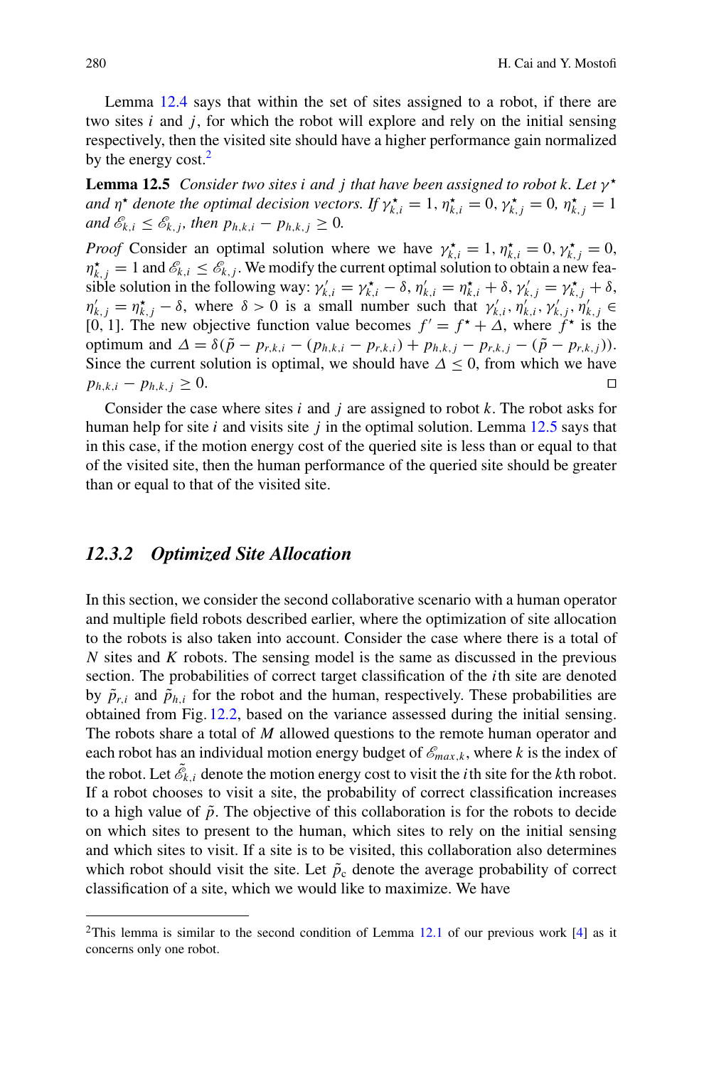Lemma 12.4 says that within the set of sites assigned to a robot, if there are two sites $i$ and $j$, for which the robot will explore and rely on the initial sensing respectively, then the visited site should have a higher performance gain normalized by the energy cost.[2]

**Lemma 12.5** *Consider two sites $i$ and $j$ that have been assigned to robot $k$. Let $\gamma^\star$ and $\eta^\star$ denote the optimal decision vectors. If $\gamma^\star_{k,i} = 1$, $\eta^\star_{k,i} = 0$, $\gamma^\star_{k,j} = 0$, $\eta^\star_{k,j} = 1$ and $\mathscr{E}_{k,i} \leq \mathscr{E}_{k,j}$, then $p_{h,k,i} - p_{h,k,j} \geq 0$.*

*Proof* Consider an optimal solution where we have $\gamma^\star_{k,i} = 1$, $\eta^\star_{k,i} = 0$, $\gamma^\star_{k,j} = 0$, $\eta^\star_{k,j} = 1$ and $\mathscr{E}_{k,i} \leq \mathscr{E}_{k,j}$. We modify the current optimal solution to obtain a new feasible solution in the following way: $\gamma'_{k,i} = \gamma^\star_{k,i} - \delta$, $\eta'_{k,i} = \eta^\star_{k,i} + \delta$, $\gamma'_{k,j} = \gamma^\star_{k,j} + \delta$, $\eta'_{k,j} = \eta^\star_{k,j} - \delta$, where $\delta > 0$ is a small number such that $\gamma'_{k,i}, \eta'_{k,i}, \gamma'_{k,j}, \eta'_{k,j} \in [0, 1]$. The new objective function value becomes $f' = f^\star + \Delta$, where $f^\star$ is the optimum and $\Delta = \delta(\tilde{p} - p_{r,k,i} - (p_{h,k,i} - p_{r,k,i}) + p_{h,k,j} - p_{r,k,j} - (\tilde{p} - p_{r,k,j}))$. Since the current solution is optimal, we should have $\Delta \leq 0$, from which we have $p_{h,k,i} - p_{h,k,j} \geq 0$. ◻

Consider the case where sites $i$ and $j$ are assigned to robot $k$. The robot asks for human help for site $i$ and visits site $j$ in the optimal solution. Lemma 12.5 says that in this case, if the motion energy cost of the queried site is less than or equal to that of the visited site, then the human performance of the queried site should be greater than or equal to that of the visited site.

### 12.3.2 Optimized Site Allocation

In this section, we consider the second collaborative scenario with a human operator and multiple field robots described earlier, where the optimization of site allocation to the robots is also taken into account. Consider the case where there is a total of $N$ sites and $K$ robots. The sensing model is the same as discussed in the previous section. The probabilities of correct target classification of the $i$th site are denoted by $\tilde{p}_{r,i}$ and $\tilde{p}_{h,i}$ for the robot and the human, respectively. These probabilities are obtained from Fig. 12.2, based on the variance assessed during the initial sensing. The robots share a total of $M$ allowed questions to the remote human operator and each robot has an individual motion energy budget of $\mathscr{E}_{max,k}$, where $k$ is the index of the robot. Let $\tilde{\mathscr{E}}_{k,i}$ denote the motion energy cost to visit the $i$th site for the $k$th robot. If a robot chooses to visit a site, the probability of correct classification increases to a high value of $\tilde{p}$. The objective of this collaboration is for the robots to decide on which sites to present to the human, which sites to rely on the initial sensing and which sites to visit. If a site is to be visited, this collaboration also determines which robot should visit the site. Let $\tilde{p}_c$ denote the average probability of correct classification of a site, which we would like to maximize. We have

[2] This lemma is similar to the second condition of Lemma 12.1 of our previous work [4] as it concerns only one robot.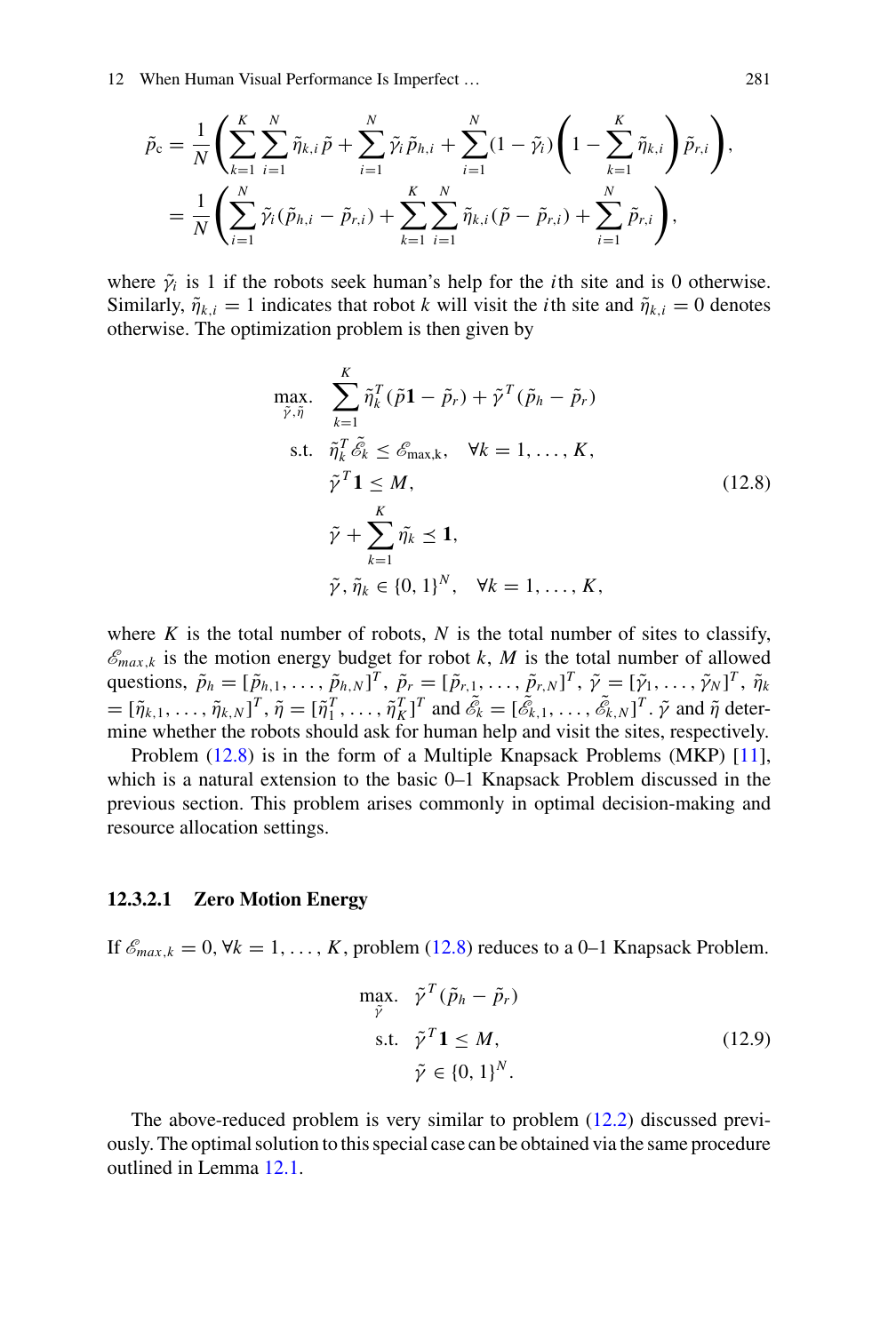$$
\begin{aligned}
\tilde{p}_c &= \frac{1}{N}\left(\sum_{k=1}^{K}\sum_{i=1}^{N}\tilde{\eta}_{k,i}\tilde{p} + \sum_{i=1}^{N}\tilde{\gamma}_i\tilde{p}_{h,i} + \sum_{i=1}^{N}(1-\tilde{\gamma}_i)\left(1-\sum_{k=1}^{K}\tilde{\eta}_{k,i}\right)\tilde{p}_{r,i}\right),\\
&= \frac{1}{N}\left(\sum_{i=1}^{N}\tilde{\gamma}_i(\tilde{p}_{h,i}-\tilde{p}_{r,i}) + \sum_{k=1}^{K}\sum_{i=1}^{N}\tilde{\eta}_{k,i}(\tilde{p}-\tilde{p}_{r,i}) + \sum_{i=1}^{N}\tilde{p}_{r,i}\right),
\end{aligned}
$$

where $\tilde{\gamma}_i$ is 1 if the robots seek human's help for the $i$th site and is 0 otherwise. Similarly, $\tilde{\eta}_{k,i} = 1$ indicates that robot $k$ will visit the $i$th site and $\tilde{\eta}_{k,i} = 0$ denotes otherwise. The optimization problem is then given by

$$
\begin{aligned}
\max_{\tilde{\gamma},\tilde{\eta}}.\quad & \sum_{k=1}^{K}\tilde{\eta}_k^T(\tilde{p}\mathbf{1}-\tilde{p}_r) + \tilde{\gamma}^T(\tilde{p}_h-\tilde{p}_r)\\
\text{s.t.}\quad & \tilde{\eta}_k^T\tilde{\mathscr{E}}_k \le \mathscr{E}_{\text{max,k}}, \quad \forall k=1,\ldots,K,\\
& \tilde{\gamma}^T\mathbf{1} \le M,\\
& \tilde{\gamma} + \sum_{k=1}^{K}\tilde{\eta}_k \preceq \mathbf{1},\\
& \tilde{\gamma},\tilde{\eta}_k \in \{0,1\}^N, \quad \forall k=1,\ldots,K,
\end{aligned}
\tag{12.8}
$$

where $K$ is the total number of robots, $N$ is the total number of sites to classify, $\mathscr{E}_{max,k}$ is the motion energy budget for robot $k$, $M$ is the total number of allowed questions, $\tilde{p}_h = [\tilde{p}_{h,1},\ldots,\tilde{p}_{h,N}]^T$, $\tilde{p}_r = [\tilde{p}_{r,1},\ldots,\tilde{p}_{r,N}]^T$, $\tilde{\gamma} = [\tilde{\gamma}_1,\ldots,\tilde{\gamma}_N]^T$, $\tilde{\eta}_k = [\tilde{\eta}_{k,1},\ldots,\tilde{\eta}_{k,N}]^T$, $\tilde{\eta} = [\tilde{\eta}_1^T,\ldots,\tilde{\eta}_K^T]^T$ and $\tilde{\mathscr{E}}_k = [\tilde{\mathscr{E}}_{k,1},\ldots,\tilde{\mathscr{E}}_{k,N}]^T$. $\tilde{\gamma}$ and $\tilde{\eta}$ determine whether the robots should ask for human help and visit the sites, respectively.

Problem (12.8) is in the form of a Multiple Knapsack Problems (MKP) [11], which is a natural extension to the basic 0–1 Knapsack Problem discussed in the previous section. This problem arises commonly in optimal decision-making and resource allocation settings.

#### 12.3.2.1 Zero Motion Energy

If $\mathscr{E}_{max,k} = 0, \forall k = 1,\ldots,K$, problem (12.8) reduces to a 0–1 Knapsack Problem.

$$
\begin{aligned}
\max_{\tilde{\gamma}}.\quad & \tilde{\gamma}^T(\tilde{p}_h-\tilde{p}_r)\\
\text{s.t.}\quad & \tilde{\gamma}^T\mathbf{1} \le M,\\
& \tilde{\gamma} \in \{0,1\}^N.
\end{aligned}
\tag{12.9}
$$

The above-reduced problem is very similar to problem (12.2) discussed previously. The optimal solution to this special case can be obtained via the same procedure outlined in Lemma 12.1.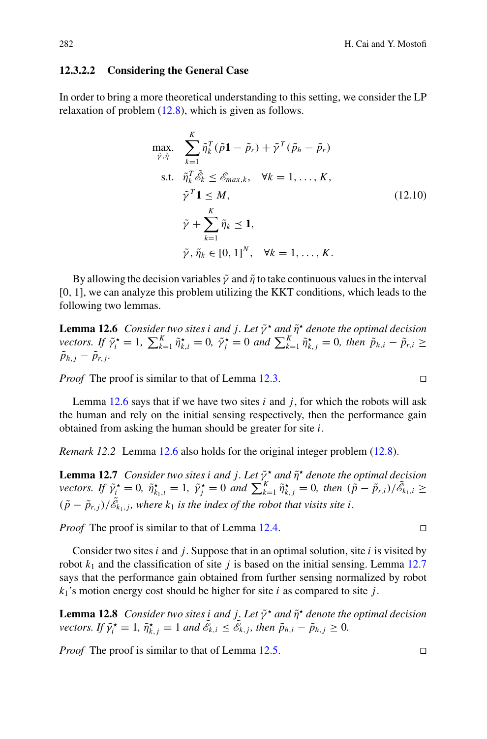#### 12.3.2.2 Considering the General Case

In order to bring a more theoretical understanding to this setting, we consider the LP relaxation of problem (12.8), which is given as follows.

$$
\begin{aligned}
\max_{\tilde{\gamma}, \tilde{\eta}} \quad & \sum_{k=1}^{K} \tilde{\eta}_k^T (\tilde{p}\mathbf{1} - \tilde{p}_r) + \tilde{\gamma}^T (\tilde{p}_h - \tilde{p}_r) \\
\text{s.t.} \quad & \tilde{\eta}_k^T \tilde{\mathscr{E}}_k \leq \mathscr{E}_{max,k}, \quad \forall k = 1, \ldots, K, \\
& \tilde{\gamma}^T \mathbf{1} \leq M, \\
& \tilde{\gamma} + \sum_{k=1}^{K} \tilde{\eta}_k \preceq \mathbf{1}, \\
& \tilde{\gamma}, \tilde{\eta}_k \in [0, 1]^N, \quad \forall k = 1, \ldots, K.
\end{aligned}
\tag{12.10}
$$

By allowing the decision variables $\tilde{\gamma}$ and $\tilde{\eta}$ to take continuous values in the interval [0, 1], we can analyze this problem utilizing the KKT conditions, which leads to the following two lemmas.

**Lemma 12.6** *Consider two sites $i$ and $j$. Let $\tilde{\gamma}^\star$ and $\tilde{\eta}^\star$ denote the optimal decision vectors. If $\tilde{\gamma}_i^\star = 1$, $\sum_{k=1}^{K} \tilde{\eta}_{k,i}^\star = 0$, $\tilde{\gamma}_j^\star = 0$ and $\sum_{k=1}^{K} \tilde{\eta}_{k,j}^\star = 0$, then $\tilde{p}_{h,i} - \tilde{p}_{r,i} \geq \tilde{p}_{h,j} - \tilde{p}_{r,j}$.*

*Proof* The proof is similar to that of Lemma 12.3. □

Lemma 12.6 says that if we have two sites $i$ and $j$, for which the robots will ask the human and rely on the initial sensing respectively, then the performance gain obtained from asking the human should be greater for site $i$.

*Remark 12.2* Lemma 12.6 also holds for the original integer problem (12.8).

**Lemma 12.7** *Consider two sites $i$ and $j$. Let $\tilde{\gamma}^\star$ and $\tilde{\eta}^\star$ denote the optimal decision vectors. If $\tilde{\gamma}_i^\star = 0$, $\tilde{\eta}_{k_1,i}^\star = 1$, $\tilde{\gamma}_j^\star = 0$ and $\sum_{k=1}^{K} \tilde{\eta}_{k,j}^\star = 0$, then $(\tilde{p} - \tilde{p}_{r,i})/\tilde{\mathscr{E}}_{k_1,i} \geq (\tilde{p} - \tilde{p}_{r,j})/\tilde{\mathscr{E}}_{k_1,j}$, where $k_1$ is the index of the robot that visits site $i$.*

*Proof* The proof is similar to that of Lemma 12.4. □

Consider two sites $i$ and $j$. Suppose that in an optimal solution, site $i$ is visited by robot $k_1$ and the classification of site $j$ is based on the initial sensing. Lemma 12.7 says that the performance gain obtained from further sensing normalized by robot $k_1$'s motion energy cost should be higher for site $i$ as compared to site $j$.

**Lemma 12.8** *Consider two sites $i$ and $j$. Let $\tilde{\gamma}^\star$ and $\tilde{\eta}^\star$ denote the optimal decision vectors. If $\tilde{\gamma}_i^\star = 1$, $\tilde{\eta}_{k,j}^\star = 1$ and $\tilde{\mathscr{E}}_{k,i} \leq \tilde{\mathscr{E}}_{k,j}$, then $\tilde{p}_{h,i} - \tilde{p}_{h,j} \geq 0$.*

*Proof* The proof is similar to that of Lemma 12.5. □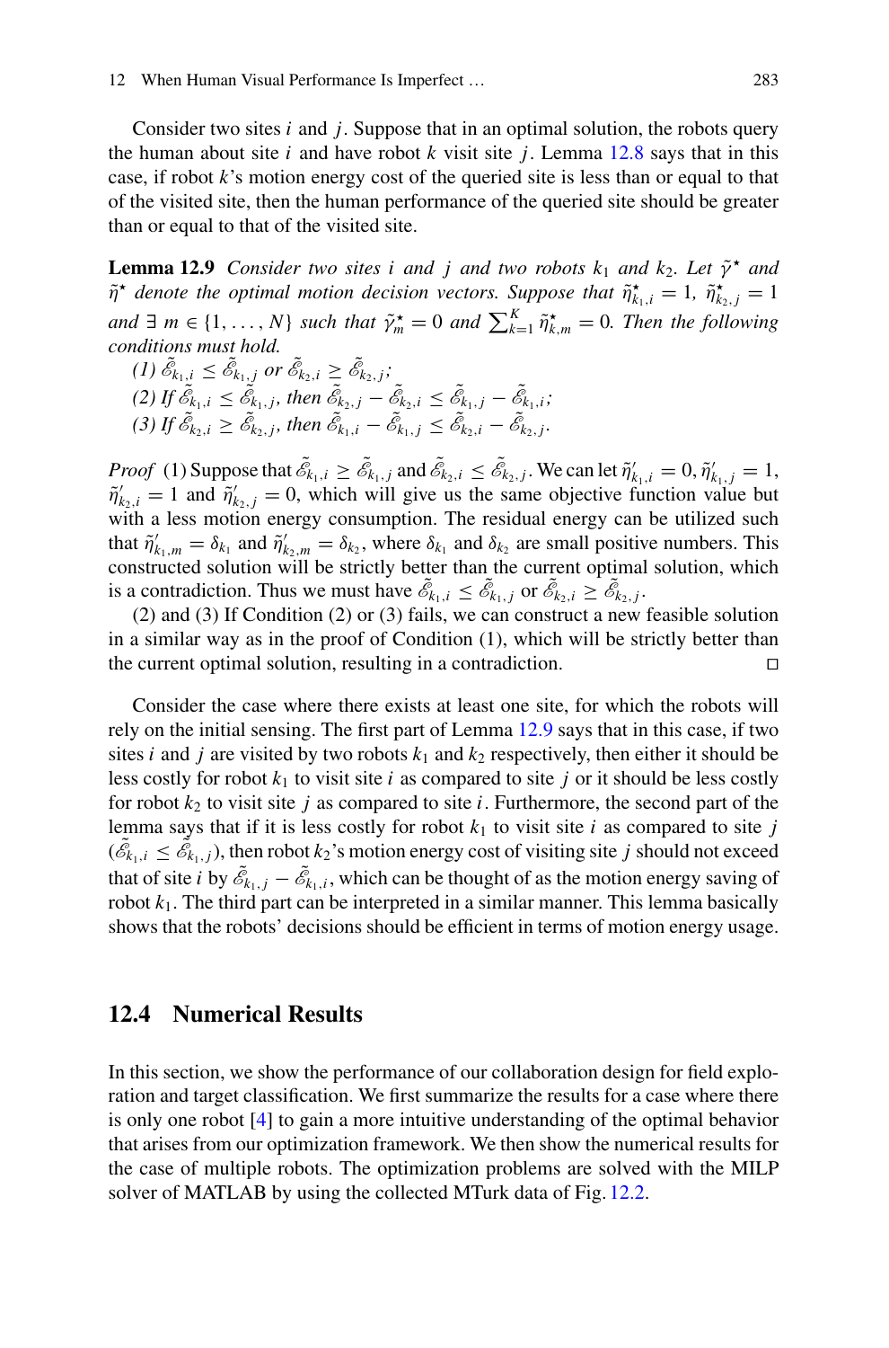Consider two sites $i$ and $j$. Suppose that in an optimal solution, the robots query the human about site $i$ and have robot $k$ visit site $j$. Lemma 12.8 says that in this case, if robot $k$'s motion energy cost of the queried site is less than or equal to that of the visited site, then the human performance of the queried site should be greater than or equal to that of the visited site.

**Lemma 12.9** *Consider two sites $i$ and $j$ and two robots $k_1$ and $k_2$. Let $\tilde{\gamma}^\star$ and $\tilde{\eta}^\star$ denote the optimal motion decision vectors. Suppose that $\tilde{\eta}^\star_{k_1,i} = 1$, $\tilde{\eta}^\star_{k_2,j} = 1$ and $\exists\ m \in \{1, \ldots, N\}$ such that $\tilde{\gamma}^\star_m = 0$ and $\sum_{k=1}^{K} \tilde{\eta}^\star_{k,m} = 0$. Then the following conditions must hold.*

*(1) $\tilde{\mathscr{E}}_{k_1,i} \le \tilde{\mathscr{E}}_{k_1,j}$ or $\tilde{\mathscr{E}}_{k_2,i} \ge \tilde{\mathscr{E}}_{k_2,j}$;*
*(2) If $\tilde{\mathscr{E}}_{k_1,i} \le \tilde{\mathscr{E}}_{k_1,j}$, then $\tilde{\mathscr{E}}_{k_2,j} - \tilde{\mathscr{E}}_{k_2,i} \le \tilde{\mathscr{E}}_{k_1,j} - \tilde{\mathscr{E}}_{k_1,i}$;*
*(3) If $\tilde{\mathscr{E}}_{k_2,i} \ge \tilde{\mathscr{E}}_{k_2,j}$, then $\tilde{\mathscr{E}}_{k_1,i} - \tilde{\mathscr{E}}_{k_1,j} \le \tilde{\mathscr{E}}_{k_2,i} - \tilde{\mathscr{E}}_{k_2,j}$.*

*Proof* (1) Suppose that $\tilde{\mathscr{E}}_{k_1,i} \ge \tilde{\mathscr{E}}_{k_1,j}$ and $\tilde{\mathscr{E}}_{k_2,i} \le \tilde{\mathscr{E}}_{k_2,j}$. We can let $\tilde{\eta}'_{k_1,i} = 0$, $\tilde{\eta}'_{k_1,j} = 1$, $\tilde{\eta}'_{k_2,i} = 1$ and $\tilde{\eta}'_{k_2,j} = 0$, which will give us the same objective function value but with a less motion energy consumption. The residual energy can be utilized such that $\tilde{\eta}'_{k_1,m} = \delta_{k_1}$ and $\tilde{\eta}'_{k_2,m} = \delta_{k_2}$, where $\delta_{k_1}$ and $\delta_{k_2}$ are small positive numbers. This constructed solution will be strictly better than the current optimal solution, which is a contradiction. Thus we must have $\tilde{\mathscr{E}}_{k_1,i} \le \tilde{\mathscr{E}}_{k_1,j}$ or $\tilde{\mathscr{E}}_{k_2,i} \ge \tilde{\mathscr{E}}_{k_2,j}$.

(2) and (3) If Condition (2) or (3) fails, we can construct a new feasible solution in a similar way as in the proof of Condition (1), which will be strictly better than the current optimal solution, resulting in a contradiction. □

Consider the case where there exists at least one site, for which the robots will rely on the initial sensing. The first part of Lemma 12.9 says that in this case, if two sites $i$ and $j$ are visited by two robots $k_1$ and $k_2$ respectively, then either it should be less costly for robot $k_1$ to visit site $i$ as compared to site $j$ or it should be less costly for robot $k_2$ to visit site $j$ as compared to site $i$. Furthermore, the second part of the lemma says that if it is less costly for robot $k_1$ to visit site $i$ as compared to site $j$ ($\tilde{\mathscr{E}}_{k_1,i} \le \tilde{\mathscr{E}}_{k_1,j}$), then robot $k_2$'s motion energy cost of visiting site $j$ should not exceed that of site $i$ by $\tilde{\mathscr{E}}_{k_1,j} - \tilde{\mathscr{E}}_{k_1,i}$, which can be thought of as the motion energy saving of robot $k_1$. The third part can be interpreted in a similar manner. This lemma basically shows that the robots' decisions should be efficient in terms of motion energy usage.

## 12.4 Numerical Results

In this section, we show the performance of our collaboration design for field exploration and target classification. We first summarize the results for a case where there is only one robot [4] to gain a more intuitive understanding of the optimal behavior that arises from our optimization framework. We then show the numerical results for the case of multiple robots. The optimization problems are solved with the MILP solver of MATLAB by using the collected MTurk data of Fig. 12.2.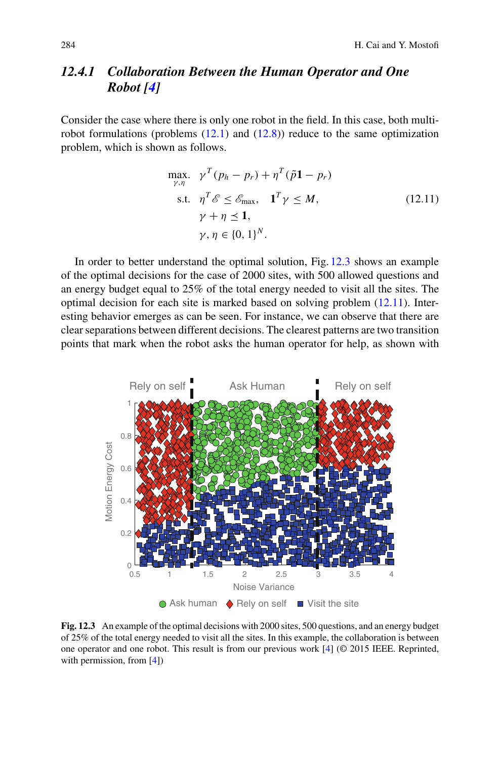### 12.4.1 *Collaboration Between the Human Operator and One Robot [4]*

Consider the case where there is only one robot in the field. In this case, both multi-robot formulations (problems (12.1) and (12.8)) reduce to the same optimization problem, which is shown as follows.

$$
\begin{aligned}
\max_{\gamma,\eta}.\quad & \gamma^T(p_h - p_r) + \eta^T(\tilde{p}\mathbf{1} - p_r) \\
\text{s.t.}\quad & \eta^T \mathscr{E} \le \mathscr{E}_{\max}, \quad \mathbf{1}^T\gamma \le M, \\
& \gamma + \eta \preceq \mathbf{1}, \\
& \gamma, \eta \in \{0, 1\}^N.
\end{aligned}
\tag{12.11}
$$

In order to better understand the optimal solution, Fig. 12.3 shows an example of the optimal decisions for the case of 2000 sites, with 500 allowed questions and an energy budget equal to 25% of the total energy needed to visit all the sites. The optimal decision for each site is marked based on solving problem (12.11). Interesting behavior emerges as can be seen. For instance, we can observe that there are clear separations between different decisions. The clearest patterns are two transition points that mark when the robot asks the human operator for help, as shown with

**Fig. 12.3** An example of the optimal decisions with 2000 sites, 500 questions, and an energy budget of 25% of the total energy needed to visit all the sites. In this example, the collaboration is between one operator and one robot. This result is from our previous work [4] (© 2015 IEEE. Reprinted, with permission, from [4])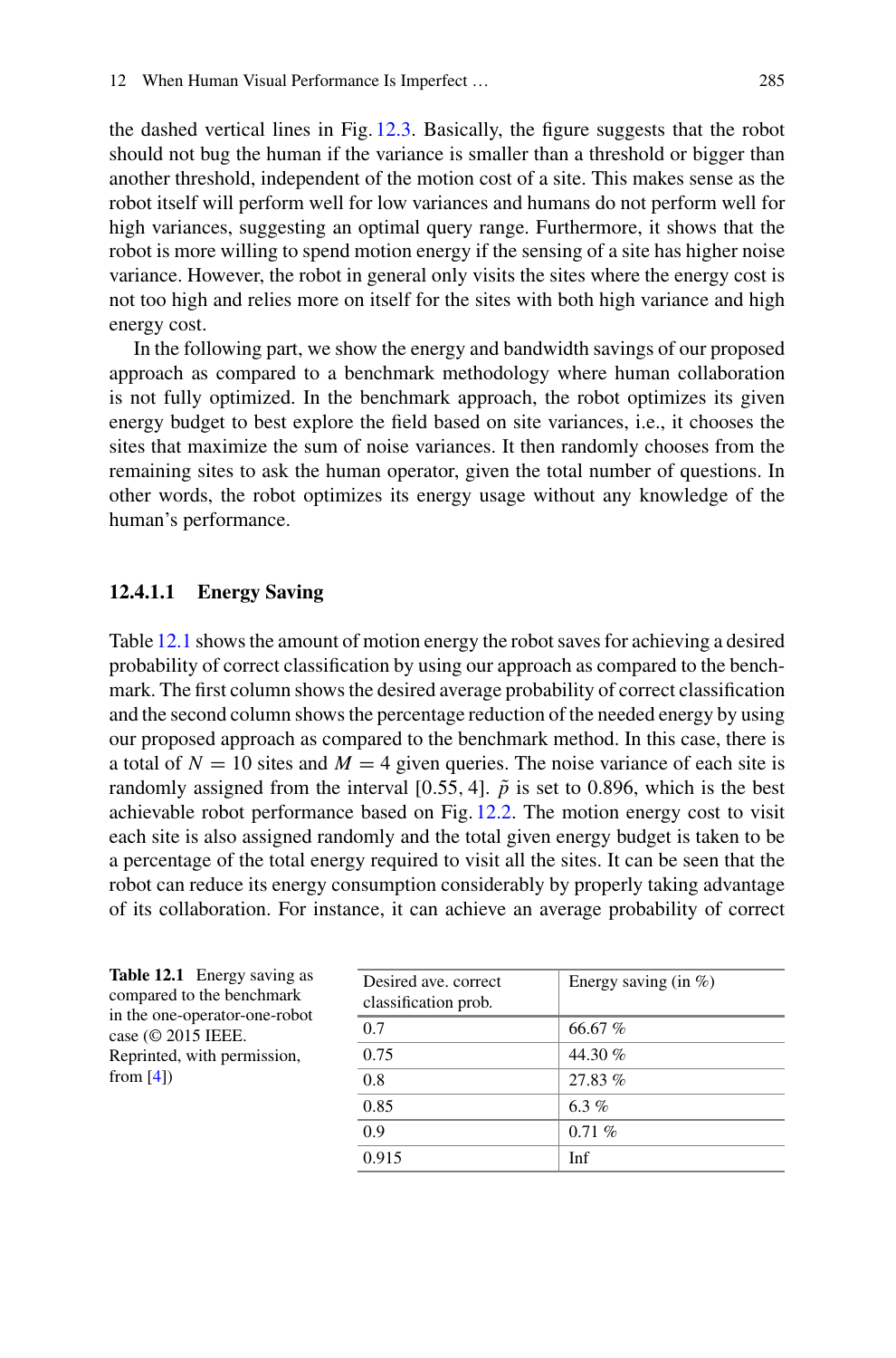the dashed vertical lines in Fig. 12.3. Basically, the figure suggests that the robot should not bug the human if the variance is smaller than a threshold or bigger than another threshold, independent of the motion cost of a site. This makes sense as the robot itself will perform well for low variances and humans do not perform well for high variances, suggesting an optimal query range. Furthermore, it shows that the robot is more willing to spend motion energy if the sensing of a site has higher noise variance. However, the robot in general only visits the sites where the energy cost is not too high and relies more on itself for the sites with both high variance and high energy cost.

In the following part, we show the energy and bandwidth savings of our proposed approach as compared to a benchmark methodology where human collaboration is not fully optimized. In the benchmark approach, the robot optimizes its given energy budget to best explore the field based on site variances, i.e., it chooses the sites that maximize the sum of noise variances. It then randomly chooses from the remaining sites to ask the human operator, given the total number of questions. In other words, the robot optimizes its energy usage without any knowledge of the human's performance.

#### 12.4.1.1 Energy Saving

Table 12.1 shows the amount of motion energy the robot saves for achieving a desired probability of correct classification by using our approach as compared to the benchmark. The first column shows the desired average probability of correct classification and the second column shows the percentage reduction of the needed energy by using our proposed approach as compared to the benchmark method. In this case, there is a total of $N = 10$ sites and $M = 4$ given queries. The noise variance of each site is randomly assigned from the interval $[0.55, 4]$. $\tilde{p}$ is set to 0.896, which is the best achievable robot performance based on Fig. 12.2. The motion energy cost to visit each site is also assigned randomly and the total given energy budget is taken to be a percentage of the total energy required to visit all the sites. It can be seen that the robot can reduce its energy consumption considerably by properly taking advantage of its collaboration. For instance, it can achieve an average probability of correct

**Table 12.1** Energy saving as compared to the benchmark in the one-operator-one-robot case (© 2015 IEEE. Reprinted, with permission, from [4])

| Desired ave. correct classification prob. | Energy saving (in %) |
|---|---|
| 0.7 | 66.67 % |
| 0.75 | 44.30 % |
| 0.8 | 27.83 % |
| 0.85 | 6.3 % |
| 0.9 | 0.71 % |
| 0.915 | Inf |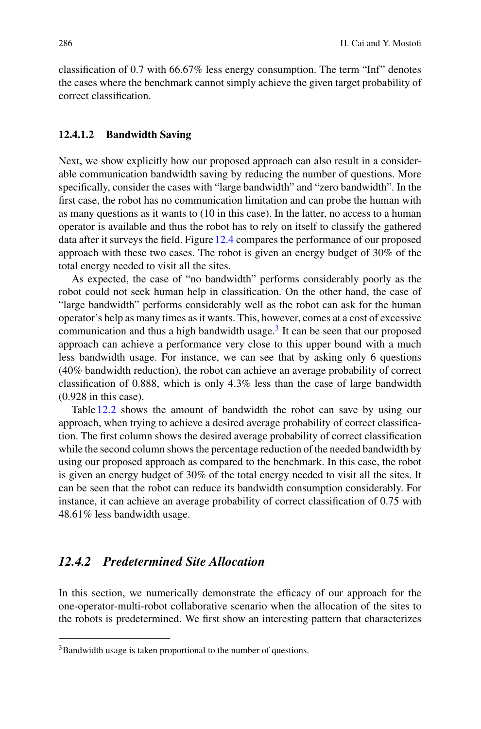classification of 0.7 with 66.67% less energy consumption. The term "Inf" denotes the cases where the benchmark cannot simply achieve the given target probability of correct classification.

#### 12.4.1.2 Bandwidth Saving

Next, we show explicitly how our proposed approach can also result in a considerable communication bandwidth saving by reducing the number of questions. More specifically, consider the cases with "large bandwidth" and "zero bandwidth". In the first case, the robot has no communication limitation and can probe the human with as many questions as it wants to (10 in this case). In the latter, no access to a human operator is available and thus the robot has to rely on itself to classify the gathered data after it surveys the field. Figure 12.4 compares the performance of our proposed approach with these two cases. The robot is given an energy budget of 30% of the total energy needed to visit all the sites.

As expected, the case of "no bandwidth" performs considerably poorly as the robot could not seek human help in classification. On the other hand, the case of "large bandwidth" performs considerably well as the robot can ask for the human operator's help as many times as it wants. This, however, comes at a cost of excessive communication and thus a high bandwidth usage.[3] It can be seen that our proposed approach can achieve a performance very close to this upper bound with a much less bandwidth usage. For instance, we can see that by asking only 6 questions (40% bandwidth reduction), the robot can achieve an average probability of correct classification of 0.888, which is only 4.3% less than the case of large bandwidth (0.928 in this case).

Table 12.2 shows the amount of bandwidth the robot can save by using our approach, when trying to achieve a desired average probability of correct classification. The first column shows the desired average probability of correct classification while the second column shows the percentage reduction of the needed bandwidth by using our proposed approach as compared to the benchmark. In this case, the robot is given an energy budget of 30% of the total energy needed to visit all the sites. It can be seen that the robot can reduce its bandwidth consumption considerably. For instance, it can achieve an average probability of correct classification of 0.75 with 48.61% less bandwidth usage.

### *12.4.2 Predetermined Site Allocation*

In this section, we numerically demonstrate the efficacy of our approach for the one-operator-multi-robot collaborative scenario when the allocation of the sites to the robots is predetermined. We first show an interesting pattern that characterizes

[3] Bandwidth usage is taken proportional to the number of questions.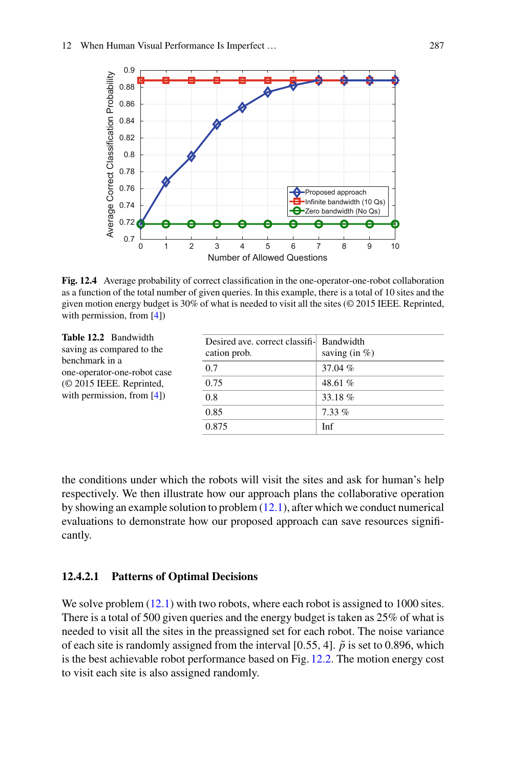Fig. 12.4 Average probability of correct classification in the one-operator-one-robot collaboration as a function of the total number of given queries. In this example, there is a total of 10 sites and the given motion energy budget is 30% of what is needed to visit all the sites (© 2015 IEEE. Reprinted, with permission, from [4])

**Table 12.2** Bandwidth saving as compared to the benchmark in a one-operator-one-robot case (© 2015 IEEE. Reprinted, with permission, from [4])

| Desired ave. correct classification prob. | Bandwidth saving (in %) |
|---|---|
| 0.7 | 37.04 % |
| 0.75 | 48.61 % |
| 0.8 | 33.18 % |
| 0.85 | 7.33 % |
| 0.875 | Inf |

the conditions under which the robots will visit the sites and ask for human's help respectively. We then illustrate how our approach plans the collaborative operation by showing an example solution to problem (12.1), after which we conduct numerical evaluations to demonstrate how our proposed approach can save resources significantly.

#### 12.4.2.1 Patterns of Optimal Decisions

We solve problem (12.1) with two robots, where each robot is assigned to 1000 sites. There is a total of 500 given queries and the energy budget is taken as 25% of what is needed to visit all the sites in the preassigned set for each robot. The noise variance of each site is randomly assigned from the interval [0.55, 4]. $\tilde{p}$ is set to 0.896, which is the best achievable robot performance based on Fig. 12.2. The motion energy cost to visit each site is also assigned randomly.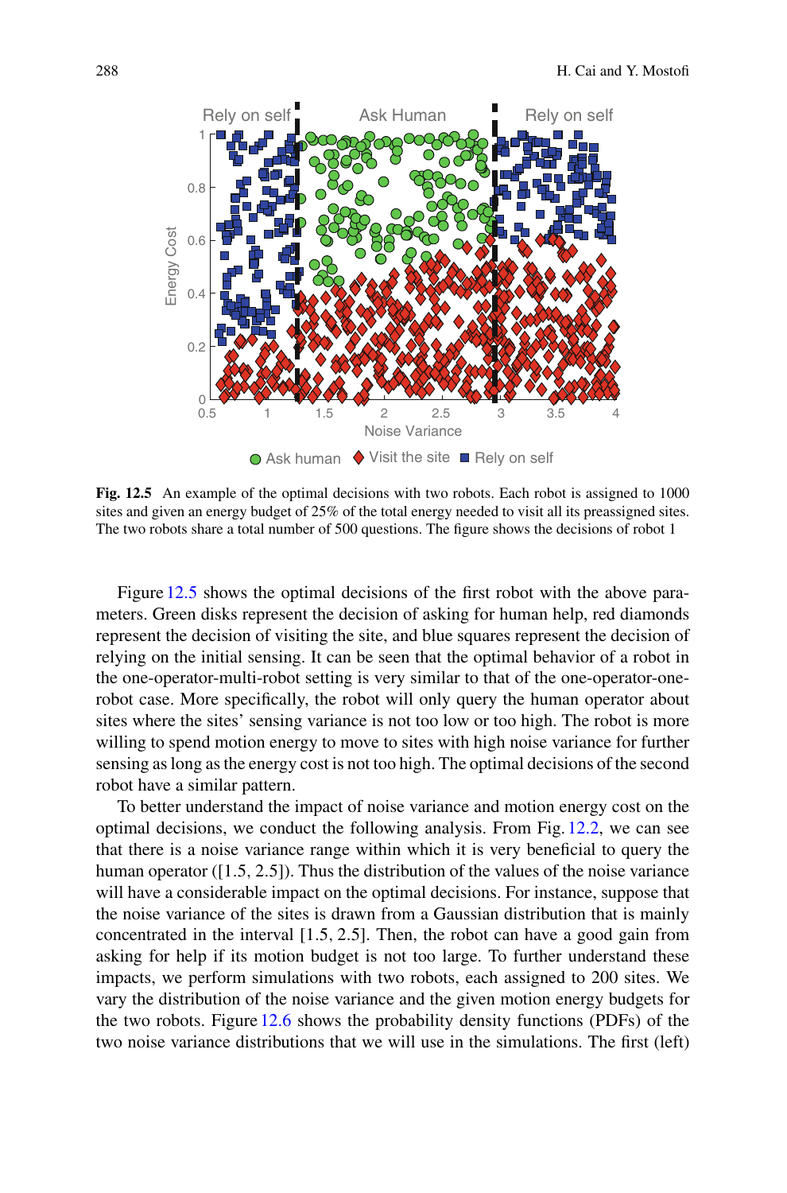**Fig. 12.5** An example of the optimal decisions with two robots. Each robot is assigned to 1000 sites and given an energy budget of 25% of the total energy needed to visit all its preassigned sites. The two robots share a total number of 500 questions. The figure shows the decisions of robot 1

Figure 12.5 shows the optimal decisions of the first robot with the above parameters. Green disks represent the decision of asking for human help, red diamonds represent the decision of visiting the site, and blue squares represent the decision of relying on the initial sensing. It can be seen that the optimal behavior of a robot in the one-operator-multi-robot setting is very similar to that of the one-operator-one-robot case. More specifically, the robot will only query the human operator about sites where the sites' sensing variance is not too low or too high. The robot is more willing to spend motion energy to move to sites with high noise variance for further sensing as long as the energy cost is not too high. The optimal decisions of the second robot have a similar pattern.

To better understand the impact of noise variance and motion energy cost on the optimal decisions, we conduct the following analysis. From Fig. 12.2, we can see that there is a noise variance range within which it is very beneficial to query the human operator ([1.5, 2.5]). Thus the distribution of the values of the noise variance will have a considerable impact on the optimal decisions. For instance, suppose that the noise variance of the sites is drawn from a Gaussian distribution that is mainly concentrated in the interval [1.5, 2.5]. Then, the robot can have a good gain from asking for help if its motion budget is not too large. To further understand these impacts, we perform simulations with two robots, each assigned to 200 sites. We vary the distribution of the noise variance and the given motion energy budgets for the two robots. Figure 12.6 shows the probability density functions (PDFs) of the two noise variance distributions that we will use in the simulations. The first (left)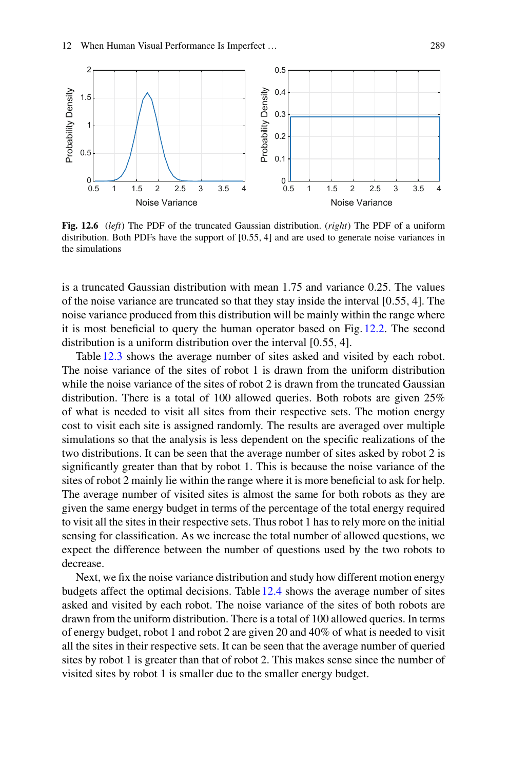**Fig. 12.6** (*left*) The PDF of the truncated Gaussian distribution. (*right*) The PDF of a uniform distribution. Both PDFs have the support of [0.55, 4] and are used to generate noise variances in the simulations

is a truncated Gaussian distribution with mean 1.75 and variance 0.25. The values of the noise variance are truncated so that they stay inside the interval [0.55, 4]. The noise variance produced from this distribution will be mainly within the range where it is most beneficial to query the human operator based on Fig. 12.2. The second distribution is a uniform distribution over the interval [0.55, 4].

Table 12.3 shows the average number of sites asked and visited by each robot. The noise variance of the sites of robot 1 is drawn from the uniform distribution while the noise variance of the sites of robot 2 is drawn from the truncated Gaussian distribution. There is a total of 100 allowed queries. Both robots are given 25% of what is needed to visit all sites from their respective sets. The motion energy cost to visit each site is assigned randomly. The results are averaged over multiple simulations so that the analysis is less dependent on the specific realizations of the two distributions. It can be seen that the average number of sites asked by robot 2 is significantly greater than that by robot 1. This is because the noise variance of the sites of robot 2 mainly lie within the range where it is more beneficial to ask for help. The average number of visited sites is almost the same for both robots as they are given the same energy budget in terms of the percentage of the total energy required to visit all the sites in their respective sets. Thus robot 1 has to rely more on the initial sensing for classification. As we increase the total number of allowed questions, we expect the difference between the number of questions used by the two robots to decrease.

Next, we fix the noise variance distribution and study how different motion energy budgets affect the optimal decisions. Table 12.4 shows the average number of sites asked and visited by each robot. The noise variance of the sites of both robots are drawn from the uniform distribution. There is a total of 100 allowed queries. In terms of energy budget, robot 1 and robot 2 are given 20 and 40% of what is needed to visit all the sites in their respective sets. It can be seen that the average number of queried sites by robot 1 is greater than that of robot 2. This makes sense since the number of visited sites by robot 1 is smaller due to the smaller energy budget.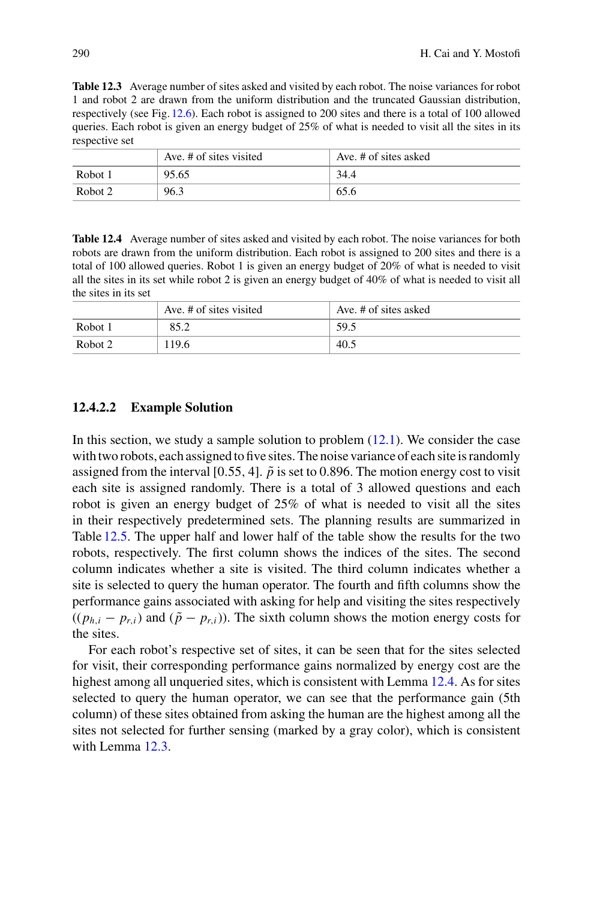**Table 12.3** Average number of sites asked and visited by each robot. The noise variances for robot 1 and robot 2 are drawn from the uniform distribution and the truncated Gaussian distribution, respectively (see Fig. 12.6). Each robot is assigned to 200 sites and there is a total of 100 allowed queries. Each robot is given an energy budget of 25% of what is needed to visit all the sites in its respective set

| | Ave. # of sites visited | Ave. # of sites asked |
|---|---|---|
| Robot 1 | 95.65 | 34.4 |
| Robot 2 | 96.3 | 65.6 |

**Table 12.4** Average number of sites asked and visited by each robot. The noise variances for both robots are drawn from the uniform distribution. Each robot is assigned to 200 sites and there is a total of 100 allowed queries. Robot 1 is given an energy budget of 20% of what is needed to visit all the sites in its set while robot 2 is given an energy budget of 40% of what is needed to visit all the sites in its set

| | Ave. # of sites visited | Ave. # of sites asked |
|---|---|---|
| Robot 1 | 85.2 | 59.5 |
| Robot 2 | 119.6 | 40.5 |

#### 12.4.2.2 Example Solution

In this section, we study a sample solution to problem (12.1). We consider the case with two robots, each assigned to five sites. The noise variance of each site is randomly assigned from the interval [0.55, 4]. $\tilde{p}$ is set to 0.896. The motion energy cost to visit each site is assigned randomly. There is a total of 3 allowed questions and each robot is given an energy budget of 25% of what is needed to visit all the sites in their respectively predetermined sets. The planning results are summarized in Table 12.5. The upper half and lower half of the table show the results for the two robots, respectively. The first column shows the indices of the sites. The second column indicates whether a site is visited. The third column indicates whether a site is selected to query the human operator. The fourth and fifth columns show the performance gains associated with asking for help and visiting the sites respectively ($(p_{h,i} - p_{r,i})$ and $(\tilde{p} - p_{r,i})$). The sixth column shows the motion energy costs for the sites.

For each robot's respective set of sites, it can be seen that for the sites selected for visit, their corresponding performance gains normalized by energy cost are the highest among all unqueried sites, which is consistent with Lemma 12.4. As for sites selected to query the human operator, we can see that the performance gain (5th column) of these sites obtained from asking the human are the highest among all the sites not selected for further sensing (marked by a gray color), which is consistent with Lemma 12.3.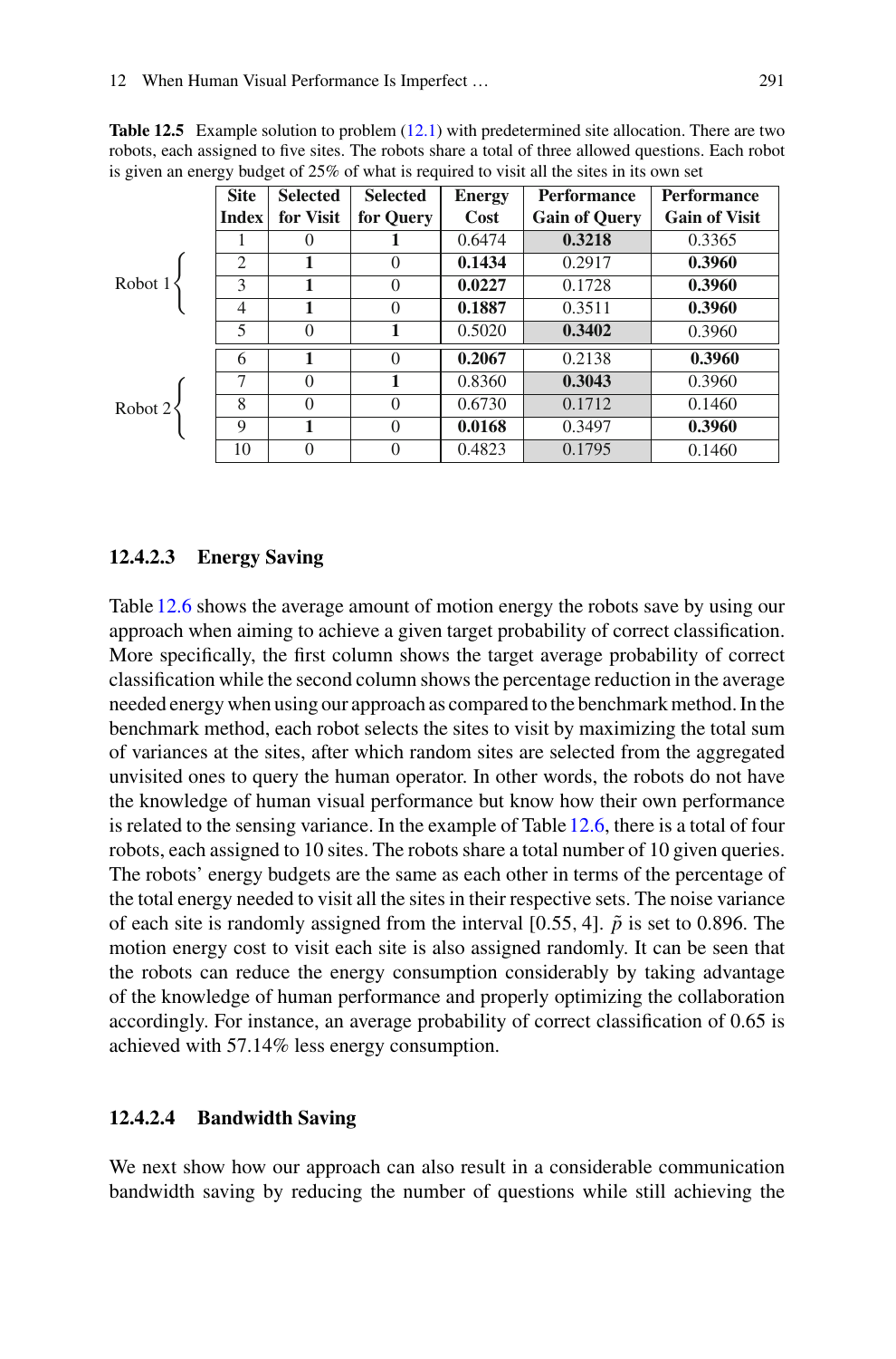**Table 12.5** Example solution to problem (12.1) with predetermined site allocation. There are two robots, each assigned to five sites. The robots share a total of three allowed questions. Each robot is given an energy budget of 25% of what is required to visit all the sites in its own set

| | Site Index | Selected for Visit | Selected for Query | Energy Cost | Performance Gain of Query | Performance Gain of Visit |
|---|---|---|---|---|---|---|
| Robot 1 | 1 | 0 | **1** | 0.6474 | **0.3218** | 0.3365 |
| | 2 | **1** | 0 | **0.1434** | 0.2917 | **0.3960** |
| | 3 | **1** | 0 | **0.0227** | 0.1728 | **0.3960** |
| | 4 | **1** | 0 | **0.1887** | 0.3511 | **0.3960** |
| | 5 | 0 | **1** | 0.5020 | **0.3402** | 0.3960 |
| Robot 2 | 6 | **1** | 0 | **0.2067** | 0.2138 | **0.3960** |
| | 7 | 0 | **1** | 0.8360 | **0.3043** | 0.3960 |
| | 8 | 0 | 0 | 0.6730 | 0.1712 | 0.1460 |
| | 9 | **1** | 0 | **0.0168** | 0.3497 | **0.3960** |
| | 10 | 0 | 0 | 0.4823 | 0.1795 | 0.1460 |

#### 12.4.2.3 Energy Saving

Table 12.6 shows the average amount of motion energy the robots save by using our approach when aiming to achieve a given target probability of correct classification. More specifically, the first column shows the target average probability of correct classification while the second column shows the percentage reduction in the average needed energy when using our approach as compared to the benchmark method. In the benchmark method, each robot selects the sites to visit by maximizing the total sum of variances at the sites, after which random sites are selected from the aggregated unvisited ones to query the human operator. In other words, the robots do not have the knowledge of human visual performance but know how their own performance is related to the sensing variance. In the example of Table 12.6, there is a total of four robots, each assigned to 10 sites. The robots share a total number of 10 given queries. The robots' energy budgets are the same as each other in terms of the percentage of the total energy needed to visit all the sites in their respective sets. The noise variance of each site is randomly assigned from the interval [0.55, 4]. $\tilde{p}$ is set to 0.896. The motion energy cost to visit each site is also assigned randomly. It can be seen that the robots can reduce the energy consumption considerably by taking advantage of the knowledge of human performance and properly optimizing the collaboration accordingly. For instance, an average probability of correct classification of 0.65 is achieved with 57.14% less energy consumption.

#### 12.4.2.4 Bandwidth Saving

We next show how our approach can also result in a considerable communication bandwidth saving by reducing the number of questions while still achieving the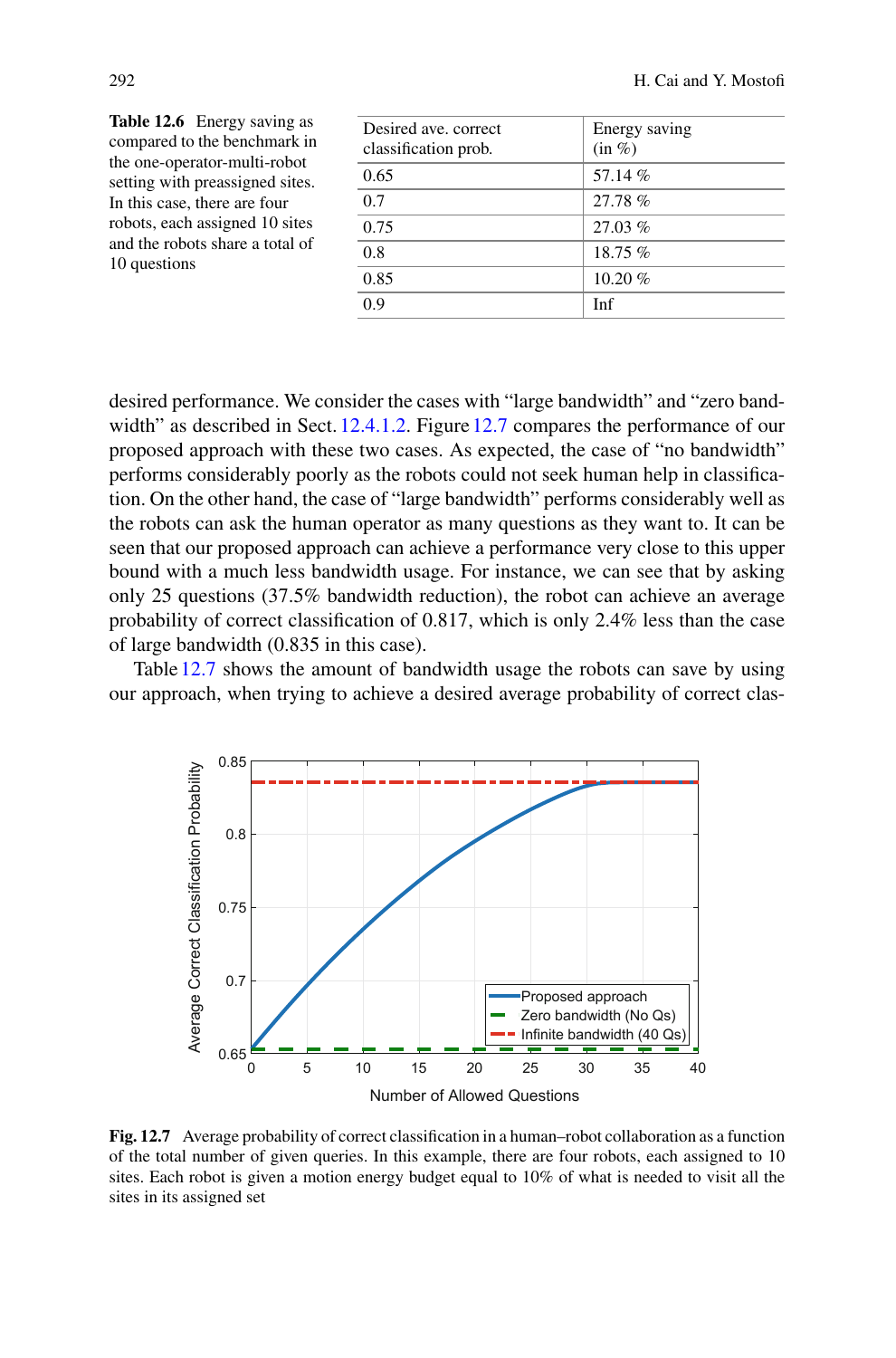**Table 12.6** Energy saving as compared to the benchmark in the one-operator-multi-robot setting with preassigned sites. In this case, there are four robots, each assigned 10 sites and the robots share a total of 10 questions

| Desired ave. correct classification prob. | Energy saving (in %) |
|---|---|
| 0.65 | 57.14 % |
| 0.7 | 27.78 % |
| 0.75 | 27.03 % |
| 0.8 | 18.75 % |
| 0.85 | 10.20 % |
| 0.9 | Inf |

desired performance. We consider the cases with "large bandwidth" and "zero bandwidth" as described in Sect. 12.4.1.2. Figure 12.7 compares the performance of our proposed approach with these two cases. As expected, the case of "no bandwidth" performs considerably poorly as the robots could not seek human help in classification. On the other hand, the case of "large bandwidth" performs considerably well as the robots can ask the human operator as many questions as they want to. It can be seen that our proposed approach can achieve a performance very close to this upper bound with a much less bandwidth usage. For instance, we can see that by asking only 25 questions (37.5% bandwidth reduction), the robot can achieve an average probability of correct classification of 0.817, which is only 2.4% less than the case of large bandwidth (0.835 in this case).

Table 12.7 shows the amount of bandwidth usage the robots can save by using our approach, when trying to achieve a desired average probability of correct clas-

**Fig. 12.7** Average probability of correct classification in a human–robot collaboration as a function of the total number of given queries. In this example, there are four robots, each assigned to 10 sites. Each robot is given a motion energy budget equal to 10% of what is needed to visit all the sites in its assigned set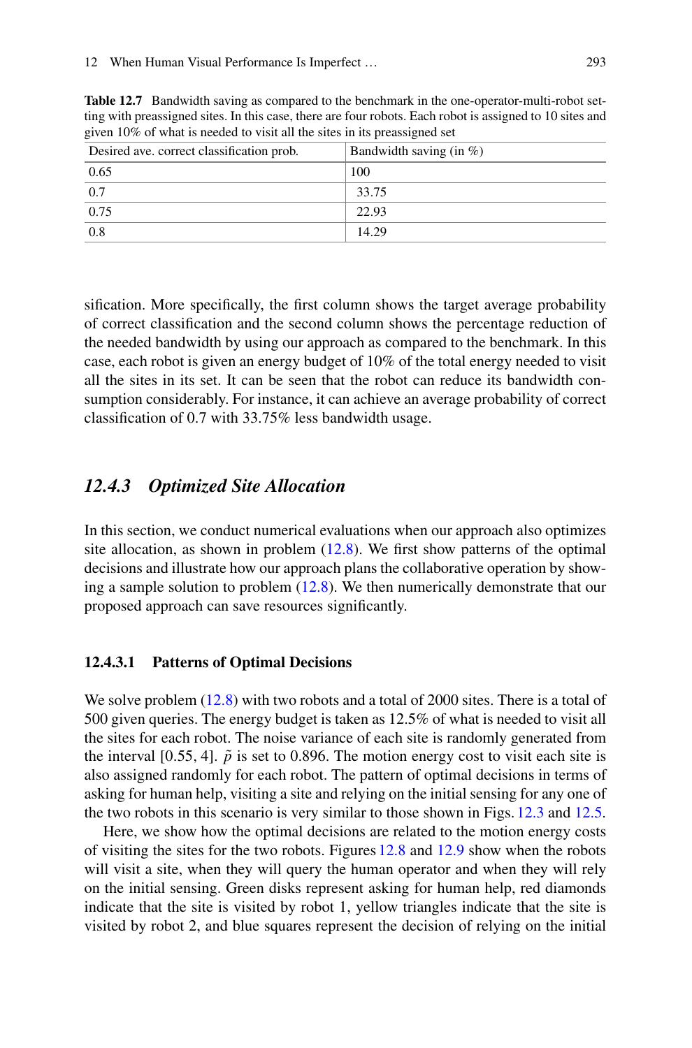**Table 12.7** Bandwidth saving as compared to the benchmark in the one-operator-multi-robot setting with preassigned sites. In this case, there are four robots. Each robot is assigned to 10 sites and given 10% of what is needed to visit all the sites in its preassigned set

| Desired ave. correct classification prob. | Bandwidth saving (in %) |
|---|---|
| 0.65 | 100 |
| 0.7 | 33.75 |
| 0.75 | 22.93 |
| 0.8 | 14.29 |

sification. More specifically, the first column shows the target average probability of correct classification and the second column shows the percentage reduction of the needed bandwidth by using our approach as compared to the benchmark. In this case, each robot is given an energy budget of 10% of the total energy needed to visit all the sites in its set. It can be seen that the robot can reduce its bandwidth consumption considerably. For instance, it can achieve an average probability of correct classification of 0.7 with 33.75% less bandwidth usage.

### *12.4.3 Optimized Site Allocation*

In this section, we conduct numerical evaluations when our approach also optimizes site allocation, as shown in problem (12.8). We first show patterns of the optimal decisions and illustrate how our approach plans the collaborative operation by showing a sample solution to problem (12.8). We then numerically demonstrate that our proposed approach can save resources significantly.

#### 12.4.3.1 Patterns of Optimal Decisions

We solve problem (12.8) with two robots and a total of 2000 sites. There is a total of 500 given queries. The energy budget is taken as 12.5% of what is needed to visit all the sites for each robot. The noise variance of each site is randomly generated from the interval [0.55, 4]. $\tilde{p}$ is set to 0.896. The motion energy cost to visit each site is also assigned randomly for each robot. The pattern of optimal decisions in terms of asking for human help, visiting a site and relying on the initial sensing for any one of the two robots in this scenario is very similar to those shown in Figs. 12.3 and 12.5.

Here, we show how the optimal decisions are related to the motion energy costs of visiting the sites for the two robots. Figures 12.8 and 12.9 show when the robots will visit a site, when they will query the human operator and when they will rely on the initial sensing. Green disks represent asking for human help, red diamonds indicate that the site is visited by robot 1, yellow triangles indicate that the site is visited by robot 2, and blue squares represent the decision of relying on the initial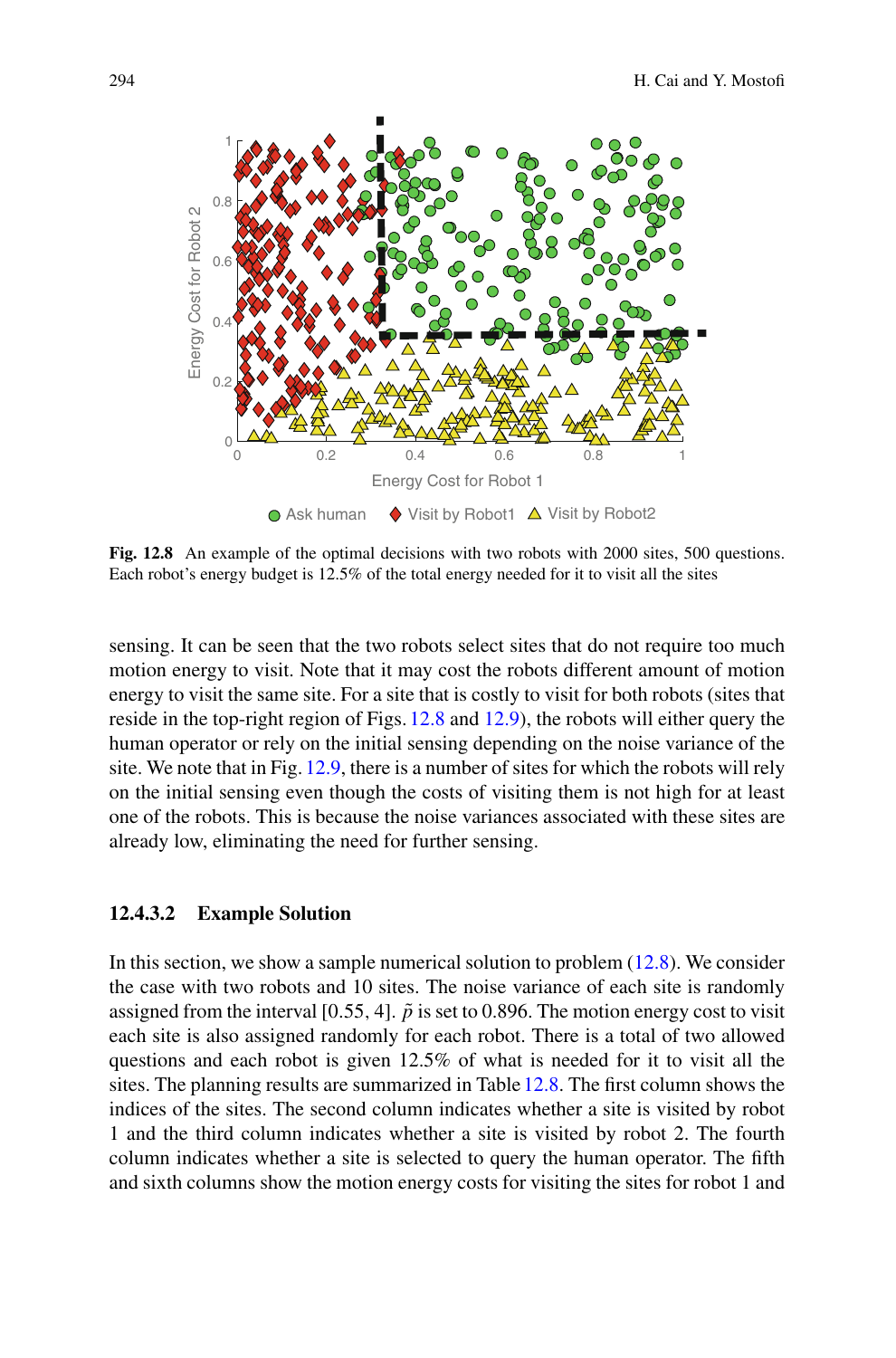**Fig. 12.8** An example of the optimal decisions with two robots with 2000 sites, 500 questions. Each robot's energy budget is 12.5% of the total energy needed for it to visit all the sites

sensing. It can be seen that the two robots select sites that do not require too much motion energy to visit. Note that it may cost the robots different amount of motion energy to visit the same site. For a site that is costly to visit for both robots (sites that reside in the top-right region of Figs. 12.8 and 12.9), the robots will either query the human operator or rely on the initial sensing depending on the noise variance of the site. We note that in Fig. 12.9, there is a number of sites for which the robots will rely on the initial sensing even though the costs of visiting them is not high for at least one of the robots. This is because the noise variances associated with these sites are already low, eliminating the need for further sensing.

### 12.4.3.2 Example Solution

In this section, we show a sample numerical solution to problem (12.8). We consider the case with two robots and 10 sites. The noise variance of each site is randomly assigned from the interval [0.55, 4]. $\tilde{p}$ is set to 0.896. The motion energy cost to visit each site is also assigned randomly for each robot. There is a total of two allowed questions and each robot is given 12.5% of what is needed for it to visit all the sites. The planning results are summarized in Table 12.8. The first column shows the indices of the sites. The second column indicates whether a site is visited by robot 1 and the third column indicates whether a site is visited by robot 2. The fourth column indicates whether a site is selected to query the human operator. The fifth and sixth columns show the motion energy costs for visiting the sites for robot 1 and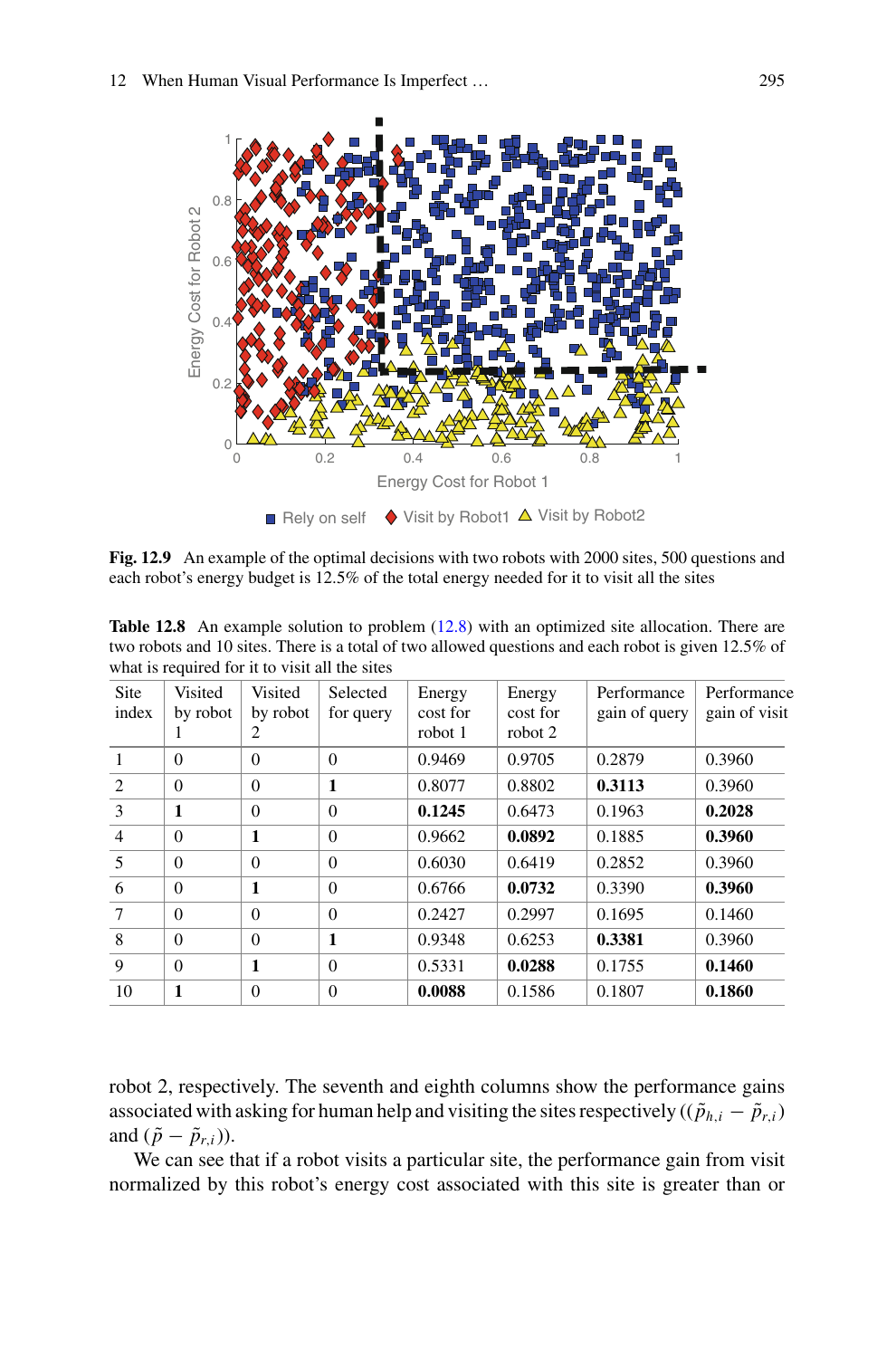Fig. 12.9 An example of the optimal decisions with two robots with 2000 sites, 500 questions and each robot's energy budget is 12.5% of the total energy needed for it to visit all the sites

**Table 12.8** An example solution to problem (12.8) with an optimized site allocation. There are two robots and 10 sites. There is a total of two allowed questions and each robot is given 12.5% of what is required for it to visit all the sites

| Site index | Visited by robot 1 | Visited by robot 2 | Selected for query | Energy cost for robot 1 | Energy cost for robot 2 | Performance gain of query | Performance gain of visit |
|---|---|---|---|---|---|---|---|
| 1 | 0 | 0 | 0 | 0.9469 | 0.9705 | 0.2879 | 0.3960 |
| 2 | 0 | 0 | **1** | 0.8077 | 0.8802 | **0.3113** | 0.3960 |
| 3 | **1** | 0 | 0 | **0.1245** | 0.6473 | 0.1963 | **0.2028** |
| 4 | 0 | **1** | 0 | 0.9662 | **0.0892** | 0.1885 | **0.3960** |
| 5 | 0 | 0 | 0 | 0.6030 | 0.6419 | 0.2852 | 0.3960 |
| 6 | 0 | **1** | 0 | 0.6766 | **0.0732** | 0.3390 | **0.3960** |
| 7 | 0 | 0 | 0 | 0.2427 | 0.2997 | 0.1695 | 0.1460 |
| 8 | 0 | 0 | **1** | 0.9348 | 0.6253 | **0.3381** | 0.3960 |
| 9 | 0 | **1** | 0 | 0.5331 | **0.0288** | 0.1755 | **0.1460** |
| 10 | **1** | 0 | 0 | **0.0088** | 0.1586 | 0.1807 | **0.1860** |

robot 2, respectively. The seventh and eighth columns show the performance gains associated with asking for human help and visiting the sites respectively ($(\tilde{p}_{h,i} - \tilde{p}_{r,i})$ and $(\tilde{p} - \tilde{p}_{r,i})$).

We can see that if a robot visits a particular site, the performance gain from visit normalized by this robot's energy cost associated with this site is greater than or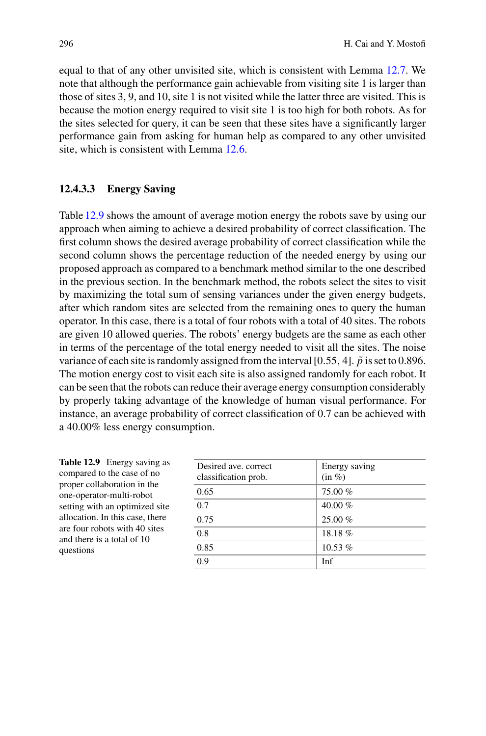equal to that of any other unvisited site, which is consistent with Lemma 12.7. We note that although the performance gain achievable from visiting site 1 is larger than those of sites 3, 9, and 10, site 1 is not visited while the latter three are visited. This is because the motion energy required to visit site 1 is too high for both robots. As for the sites selected for query, it can be seen that these sites have a significantly larger performance gain from asking for human help as compared to any other unvisited site, which is consistent with Lemma 12.6.

#### 12.4.3.3 Energy Saving

Table 12.9 shows the amount of average motion energy the robots save by using our approach when aiming to achieve a desired probability of correct classification. The first column shows the desired average probability of correct classification while the second column shows the percentage reduction of the needed energy by using our proposed approach as compared to a benchmark method similar to the one described in the previous section. In the benchmark method, the robots select the sites to visit by maximizing the total sum of sensing variances under the given energy budgets, after which random sites are selected from the remaining ones to query the human operator. In this case, there is a total of four robots with a total of 40 sites. The robots are given 10 allowed queries. The robots' energy budgets are the same as each other in terms of the percentage of the total energy needed to visit all the sites. The noise variance of each site is randomly assigned from the interval $[0.55, 4]$. $\tilde{p}$ is set to 0.896. The motion energy cost to visit each site is also assigned randomly for each robot. It can be seen that the robots can reduce their average energy consumption considerably by properly taking advantage of the knowledge of human visual performance. For instance, an average probability of correct classification of 0.7 can be achieved with a 40.00% less energy consumption.

**Table 12.9** Energy saving as compared to the case of no proper collaboration in the one-operator-multi-robot setting with an optimized site allocation. In this case, there are four robots with 40 sites and there is a total of 10 questions

| Desired ave. correct classification prob. | Energy saving (in %) |
|---|---|
| 0.65 | 75.00 % |
| 0.7 | 40.00 % |
| 0.75 | 25.00 % |
| 0.8 | 18.18 % |
| 0.85 | 10.53 % |
| 0.9 | Inf |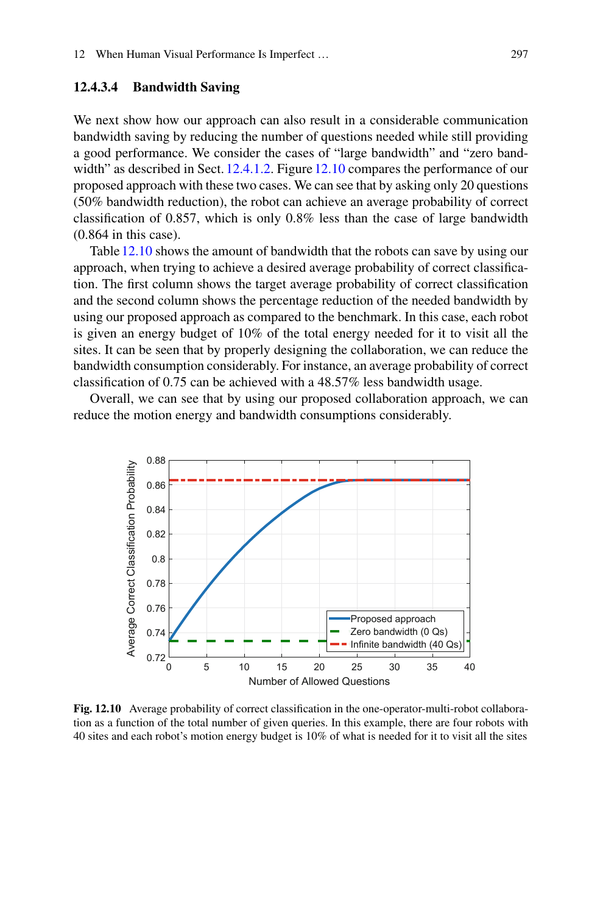#### 12.4.3.4 Bandwidth Saving

We next show how our approach can also result in a considerable communication bandwidth saving by reducing the number of questions needed while still providing a good performance. We consider the cases of "large bandwidth" and "zero bandwidth" as described in Sect. 12.4.1.2. Figure 12.10 compares the performance of our proposed approach with these two cases. We can see that by asking only 20 questions (50% bandwidth reduction), the robot can achieve an average probability of correct classification of 0.857, which is only 0.8% less than the case of large bandwidth (0.864 in this case).

Table 12.10 shows the amount of bandwidth that the robots can save by using our approach, when trying to achieve a desired average probability of correct classification. The first column shows the target average probability of correct classification and the second column shows the percentage reduction of the needed bandwidth by using our proposed approach as compared to the benchmark. In this case, each robot is given an energy budget of 10% of the total energy needed for it to visit all the sites. It can be seen that by properly designing the collaboration, we can reduce the bandwidth consumption considerably. For instance, an average probability of correct classification of 0.75 can be achieved with a 48.57% less bandwidth usage.

Overall, we can see that by using our proposed collaboration approach, we can reduce the motion energy and bandwidth consumptions considerably.

**Fig. 12.10** Average probability of correct classification in the one-operator-multi-robot collaboration as a function of the total number of given queries. In this example, there are four robots with 40 sites and each robot's motion energy budget is 10% of what is needed for it to visit all the sites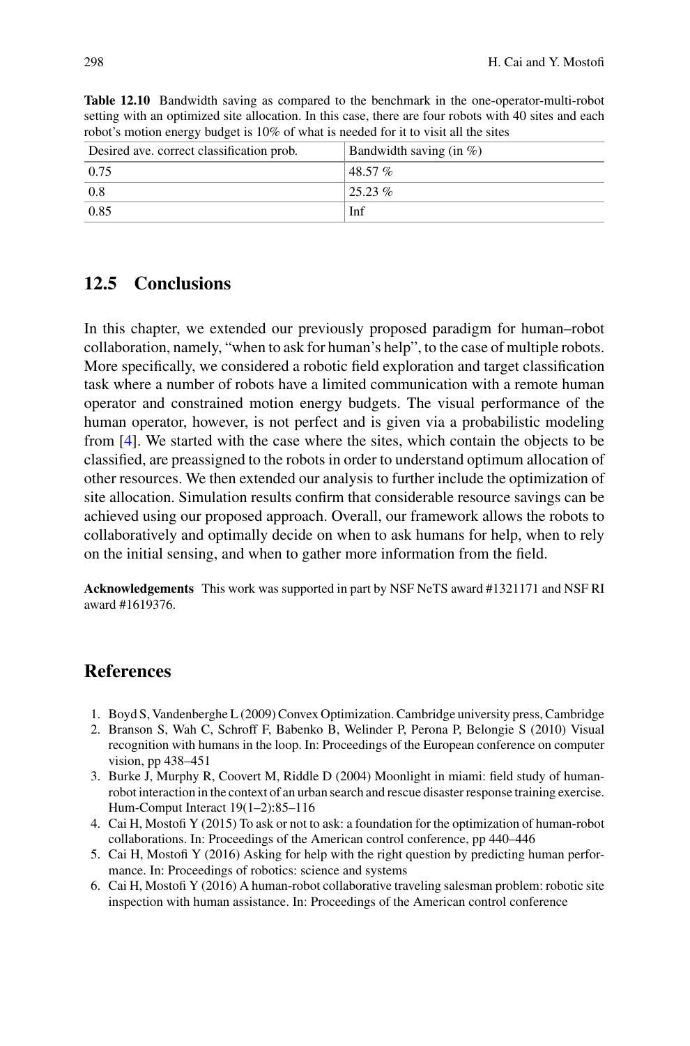**Table 12.10** Bandwidth saving as compared to the benchmark in the one-operator-multi-robot setting with an optimized site allocation. In this case, there are four robots with 40 sites and each robot's motion energy budget is 10% of what is needed for it to visit all the sites

| Desired ave. correct classification prob. | Bandwidth saving (in %) |
|---|---|
| 0.75 | 48.57 % |
| 0.8 | 25.23 % |
| 0.85 | Inf |

## 12.5 Conclusions

In this chapter, we extended our previously proposed paradigm for human–robot collaboration, namely, "when to ask for human's help", to the case of multiple robots. More specifically, we considered a robotic field exploration and target classification task where a number of robots have a limited communication with a remote human operator and constrained motion energy budgets. The visual performance of the human operator, however, is not perfect and is given via a probabilistic modeling from [4]. We started with the case where the sites, which contain the objects to be classified, are preassigned to the robots in order to understand optimum allocation of other resources. We then extended our analysis to further include the optimization of site allocation. Simulation results confirm that considerable resource savings can be achieved using our proposed approach. Overall, our framework allows the robots to collaboratively and optimally decide on when to ask humans for help, when to rely on the initial sensing, and when to gather more information from the field.

**Acknowledgements** This work was supported in part by NSF NeTS award #1321171 and NSF RI award #1619376.

## References

1. Boyd S, Vandenberghe L (2009) Convex Optimization. Cambridge university press, Cambridge
2. Branson S, Wah C, Schroff F, Babenko B, Welinder P, Perona P, Belongie S (2010) Visual recognition with humans in the loop. In: Proceedings of the European conference on computer vision, pp 438–451
3. Burke J, Murphy R, Coovert M, Riddle D (2004) Moonlight in miami: field study of human-robot interaction in the context of an urban search and rescue disaster response training exercise. Hum-Comput Interact 19(1–2):85–116
4. Cai H, Mostofi Y (2015) To ask or not to ask: a foundation for the optimization of human-robot collaborations. In: Proceedings of the American control conference, pp 440–446
5. Cai H, Mostofi Y (2016) Asking for help with the right question by predicting human performance. In: Proceedings of robotics: science and systems
6. Cai H, Mostofi Y (2016) A human-robot collaborative traveling salesman problem: robotic site inspection with human assistance. In: Proceedings of the American control conference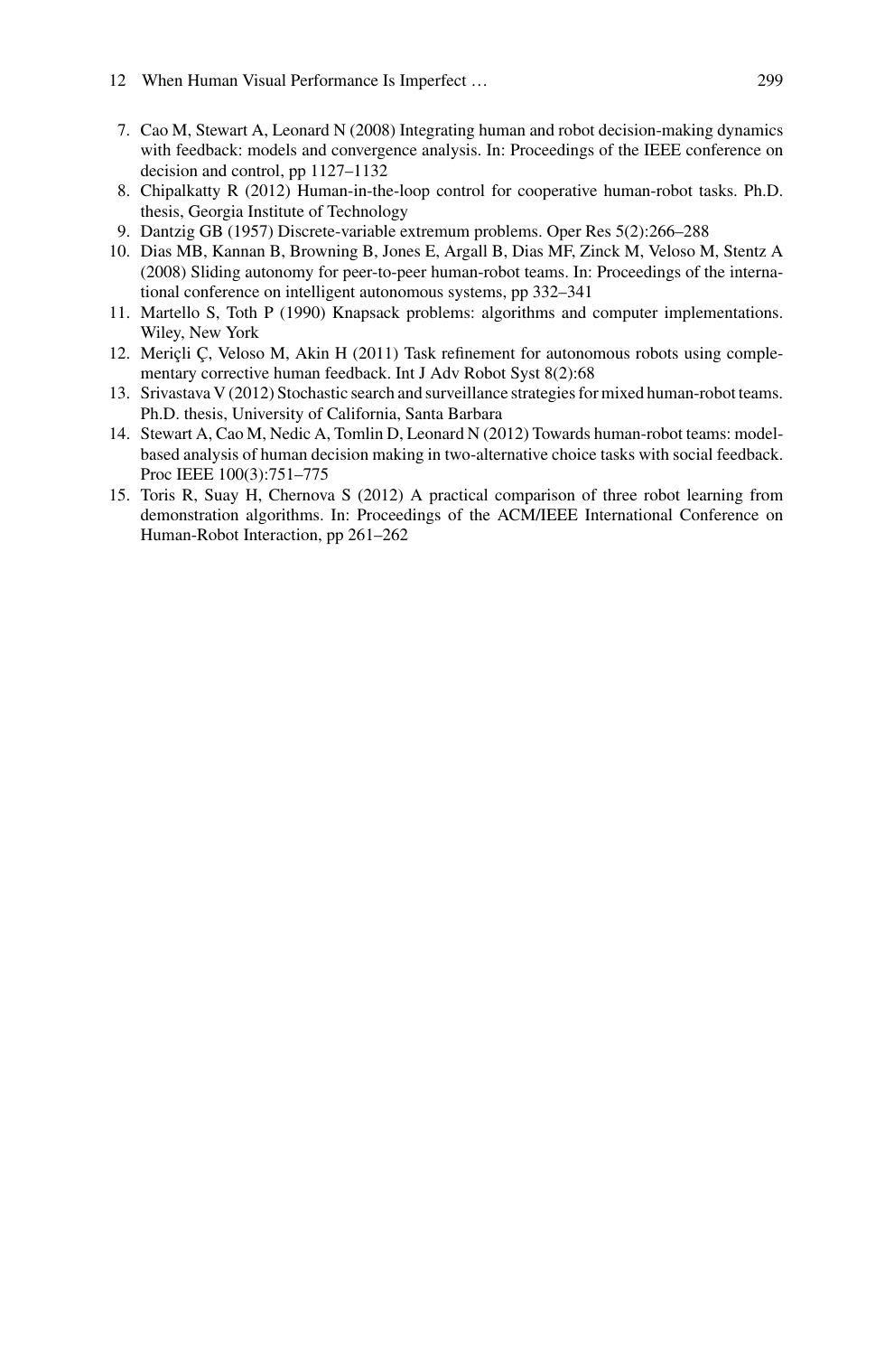7. Cao M, Stewart A, Leonard N (2008) Integrating human and robot decision-making dynamics with feedback: models and convergence analysis. In: Proceedings of the IEEE conference on decision and control, pp 1127–1132
8. Chipalkatty R (2012) Human-in-the-loop control for cooperative human-robot tasks. Ph.D. thesis, Georgia Institute of Technology
9. Dantzig GB (1957) Discrete-variable extremum problems. Oper Res 5(2):266–288
10. Dias MB, Kannan B, Browning B, Jones E, Argall B, Dias MF, Zinck M, Veloso M, Stentz A (2008) Sliding autonomy for peer-to-peer human-robot teams. In: Proceedings of the international conference on intelligent autonomous systems, pp 332–341
11. Martello S, Toth P (1990) Knapsack problems: algorithms and computer implementations. Wiley, New York
12. Meriçli Ç, Veloso M, Akin H (2011) Task refinement for autonomous robots using complementary corrective human feedback. Int J Adv Robot Syst 8(2):68
13. Srivastava V (2012) Stochastic search and surveillance strategies for mixed human-robot teams. Ph.D. thesis, University of California, Santa Barbara
14. Stewart A, Cao M, Nedic A, Tomlin D, Leonard N (2012) Towards human-robot teams: model-based analysis of human decision making in two-alternative choice tasks with social feedback. Proc IEEE 100(3):751–775
15. Toris R, Suay H, Chernova S (2012) A practical comparison of three robot learning from demonstration algorithms. In: Proceedings of the ACM/IEEE International Conference on Human-Robot Interaction, pp 261–262